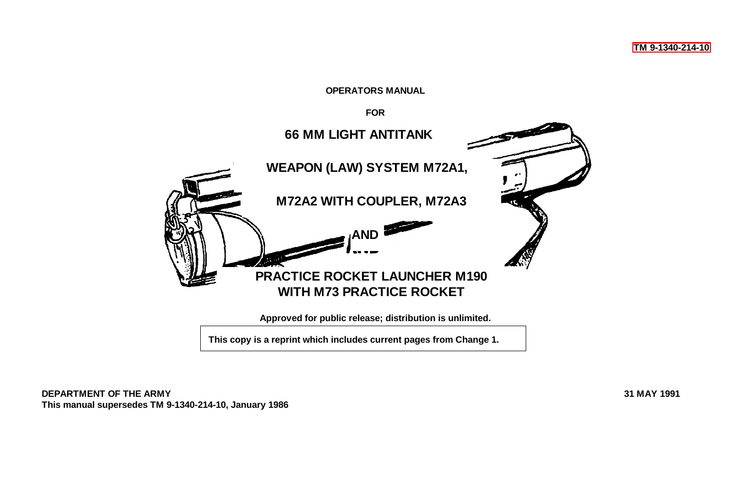TM 9-1340-214-10

**OPERATORS MANUAL**

**FOR**

# 66 MM LIGHT ANTITANK WEAPON (LAW) SYSTEM M72A1, M72A2 WITH COUPLER, M72A3 AND PRACTICE ROCKET LAUNCHER M190 WITH M73 PRACTICE ROCKET

**Approved for public release; distribution is unlimited.**

**This copy is a reprint which includes current pages from Change 1.**

**DEPARTMENT OF THE ARMY**
**31 MAY 1991**

**This manual supersedes TM 9-1340-214-10, January 1986**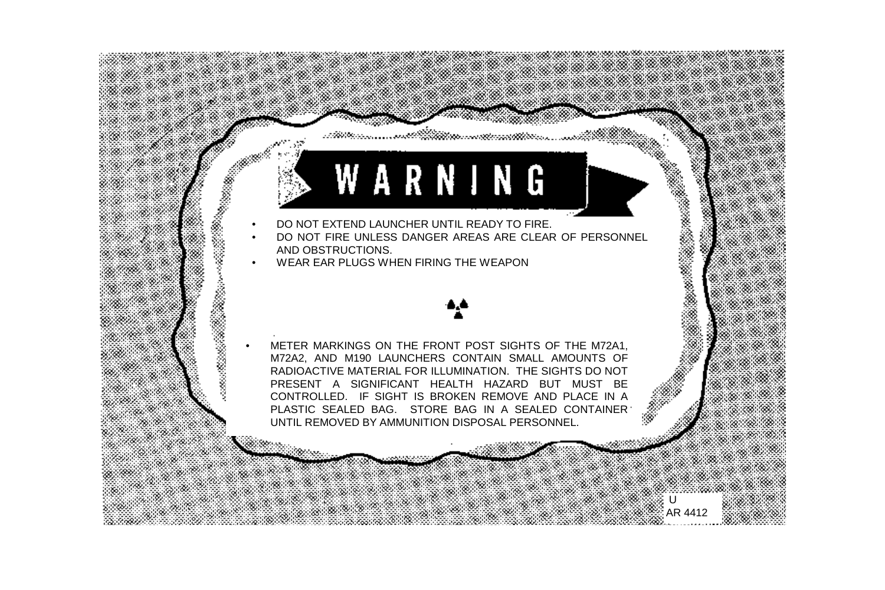# WARNING

- DO NOT EXTEND LAUNCHER UNTIL READY TO FIRE.
- DO NOT FIRE UNLESS DANGER AREAS ARE CLEAR OF PERSONNEL AND OBSTRUCTIONS.
- WEAR EAR PLUGS WHEN FIRING THE WEAPON

- METER MARKINGS ON THE FRONT POST SIGHTS OF THE M72A1, M72A2, AND M190 LAUNCHERS CONTAIN SMALL AMOUNTS OF RADIOACTIVE MATERIAL FOR ILLUMINATION. THE SIGHTS DO NOT PRESENT A SIGNIFICANT HEALTH HAZARD BUT MUST BE CONTROLLED. IF SIGHT IS BROKEN REMOVE AND PLACE IN A PLASTIC SEALED BAG. STORE BAG IN A SEALED CONTAINER UNTIL REMOVED BY AMMUNITION DISPOSAL PERSONNEL.

U
AR 4412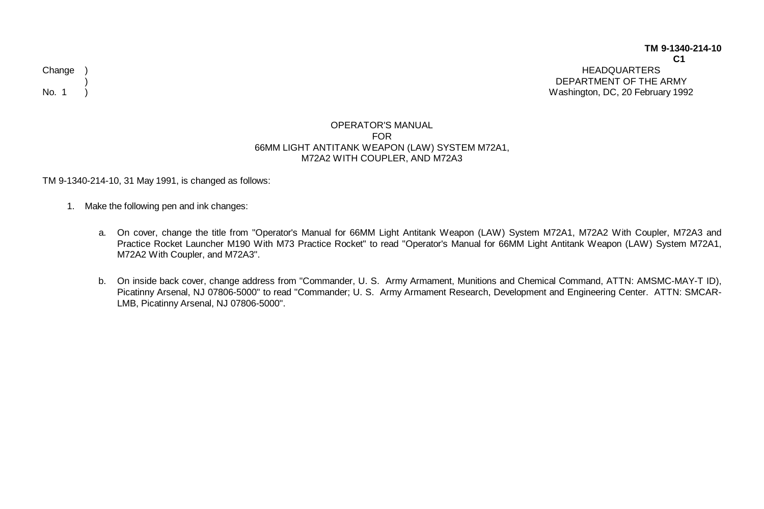**TM 9-1340-214-10**
**C1**

Change No. 1

HEADQUARTERS
DEPARTMENT OF THE ARMY
Washington, DC, 20 February 1992

OPERATOR'S MANUAL
FOR
66MM LIGHT ANTITANK WEAPON (LAW) SYSTEM M72A1,
M72A2 WITH COUPLER, AND M72A3

TM 9-1340-214-10, 31 May 1991, is changed as follows:

1. Make the following pen and ink changes:

   a. On cover, change the title from "Operator's Manual for 66MM Light Antitank Weapon (LAW) System M72A1, M72A2 With Coupler, M72A3 and Practice Rocket Launcher M190 With M73 Practice Rocket" to read "Operator's Manual for 66MM Light Antitank Weapon (LAW) System M72A1, M72A2 With Coupler, and M72A3".

   b. On inside back cover, change address from "Commander, U. S. Army Armament, Munitions and Chemical Command, ATTN: AMSMC-MAY-T ID), Picatinny Arsenal, NJ 07806-5000" to read "Commander; U. S. Army Armament Research, Development and Engineering Center. ATTN: SMCAR-LMB, Picatinny Arsenal, NJ 07806-5000".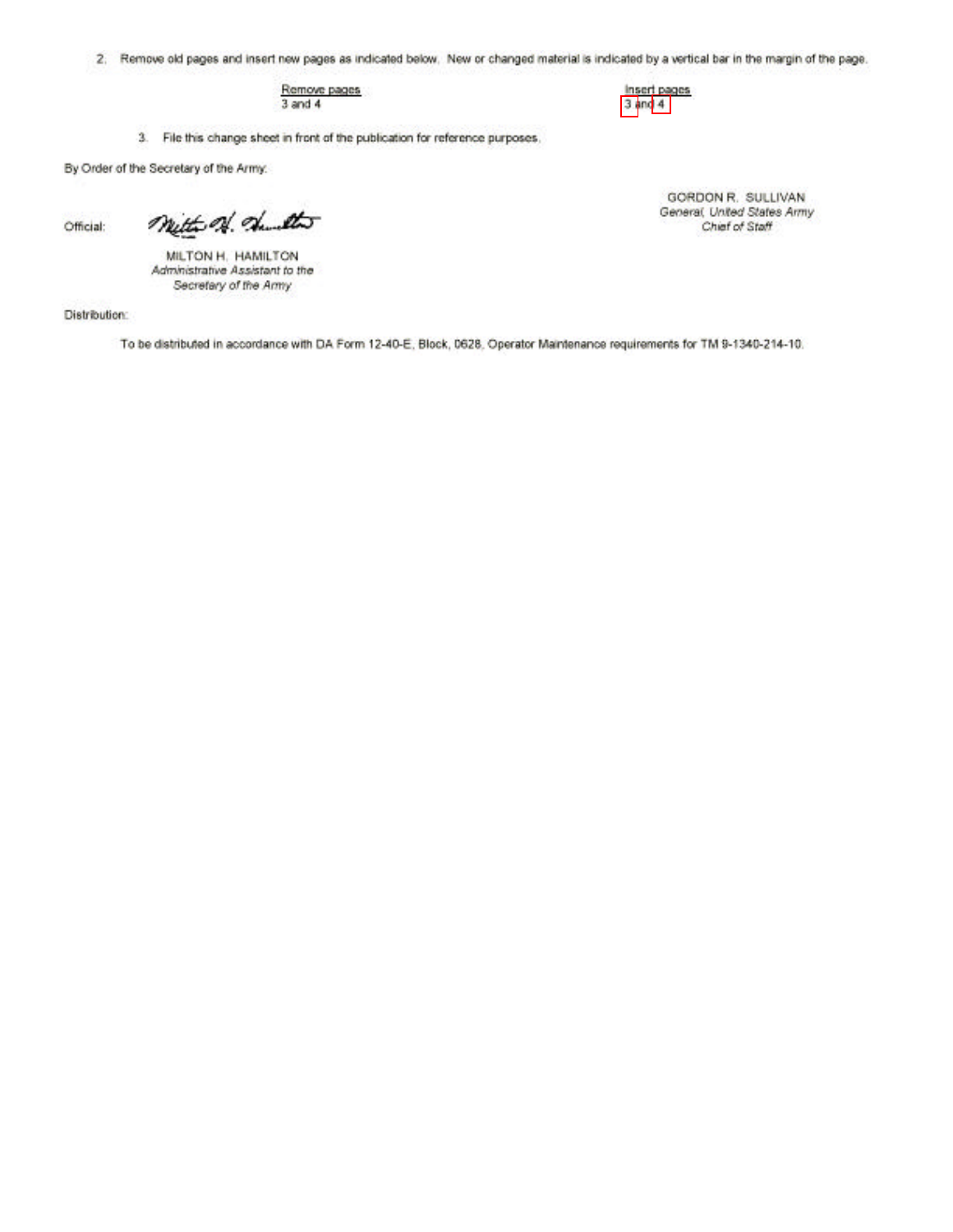2. Remove old pages and insert new pages as indicated below. New or changed material is indicated by a vertical bar in the margin of the page.

| Remove pages | Insert pages |
|---|---|
| 3 and 4 | 3 and 4 |

3. File this change sheet in front of the publication for reference purposes.

By Order of the Secretary of the Army:

GORDON R. SULLIVAN
*General, United States Army*
*Chief of Staff*

Official:

MILTON H. HAMILTON
*Administrative Assistant to the*
*Secretary of the Army*

Distribution:

To be distributed in accordance with DA Form 12-40-E, Block, 0628, Operator Maintenance requirements for TM 9-1340-214-10.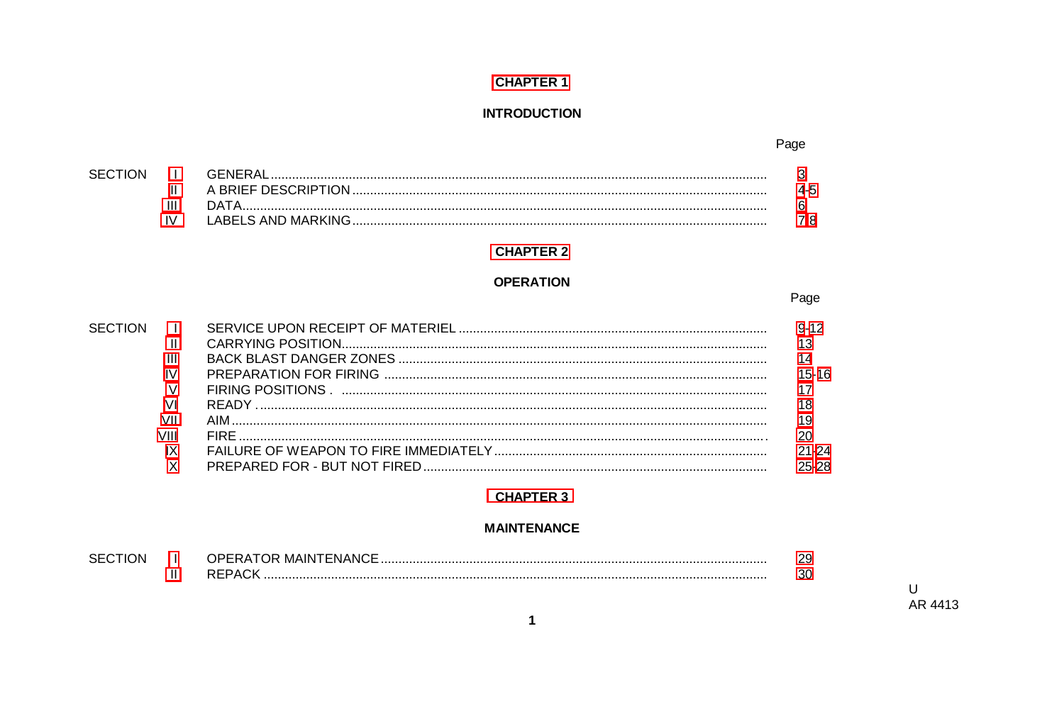# CHAPTER 1

## INTRODUCTION

| | | | Page |
|---|---|---|---|
| SECTION | I | GENERAL | 3 |
| | II | A BRIEF DESCRIPTION | 4-5 |
| | III | DATA | 6 |
| | IV | LABELS AND MARKING | 7-8 |

# CHAPTER 2

## OPERATION

| | | | Page |
|---|---|---|---|
| SECTION | I | SERVICE UPON RECEIPT OF MATERIEL | 9-12 |
| | II | CARRYING POSITION | 13 |
| | III | BACK BLAST DANGER ZONES | 14 |
| | IV | PREPARATION FOR FIRING | 15-16 |
| | V | FIRING POSITIONS . | 17 |
| | VI | READY | 18 |
| | VII | AIM | 19 |
| | VIII | FIRE | 20 |
| | IX | FAILURE OF WEAPON TO FIRE IMMEDIATELY | 21-24 |
| | X | PREPARED FOR - BUT NOT FIRED | 25-28 |

# CHAPTER 3

## MAINTENANCE

| | | | |
|---|---|---|---|
| SECTION | I | OPERATOR MAINTENANCE | 29 |
| | II | REPACK | 30 |

U
AR 4413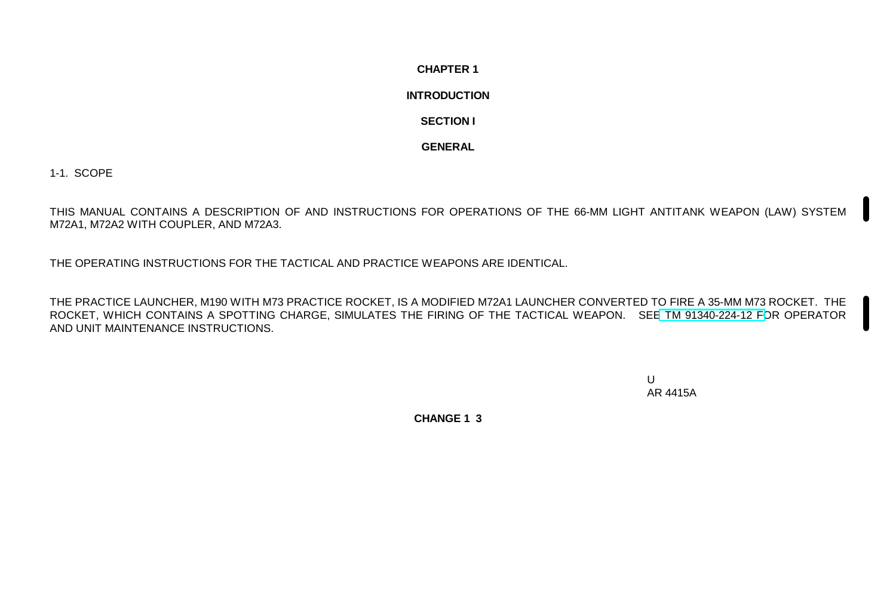# CHAPTER 1

# INTRODUCTION

## SECTION I

## GENERAL

1-1. SCOPE

THIS MANUAL CONTAINS A DESCRIPTION OF AND INSTRUCTIONS FOR OPERATIONS OF THE 66-MM LIGHT ANTITANK WEAPON (LAW) SYSTEM M72A1, M72A2 WITH COUPLER, AND M72A3.

THE OPERATING INSTRUCTIONS FOR THE TACTICAL AND PRACTICE WEAPONS ARE IDENTICAL.

THE PRACTICE LAUNCHER, M190 WITH M73 PRACTICE ROCKET, IS A MODIFIED M72A1 LAUNCHER CONVERTED TO FIRE A 35-MM M73 ROCKET. THE ROCKET, WHICH CONTAINS A SPOTTING CHARGE, SIMULATES THE FIRING OF THE TACTICAL WEAPON. SEE TM 91340-224-12 FOR OPERATOR AND UNIT MAINTENANCE INSTRUCTIONS.

U
AR 4415A

**CHANGE 1**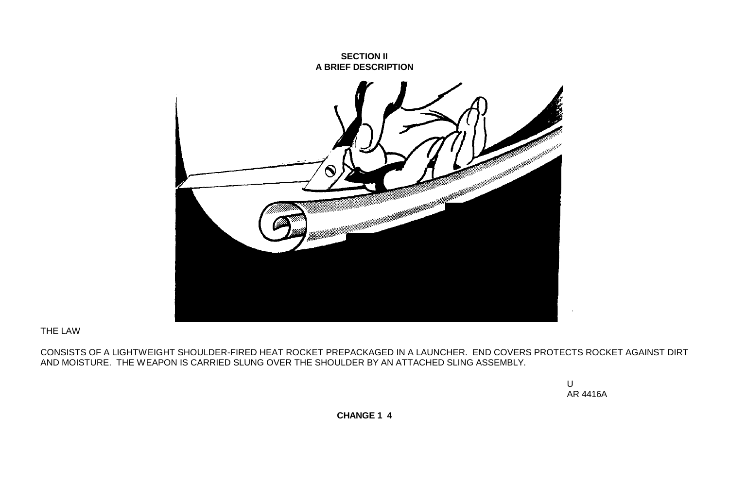## SECTION II
## A BRIEF DESCRIPTION

THE LAW

CONSISTS OF A LIGHTWEIGHT SHOULDER-FIRED HEAT ROCKET PREPACKAGED IN A LAUNCHER. END COVERS PROTECTS ROCKET AGAINST DIRT AND MOISTURE. THE WEAPON IS CARRIED SLUNG OVER THE SHOULDER BY AN ATTACHED SLING ASSEMBLY.

U
AR 4416A

**CHANGE 1**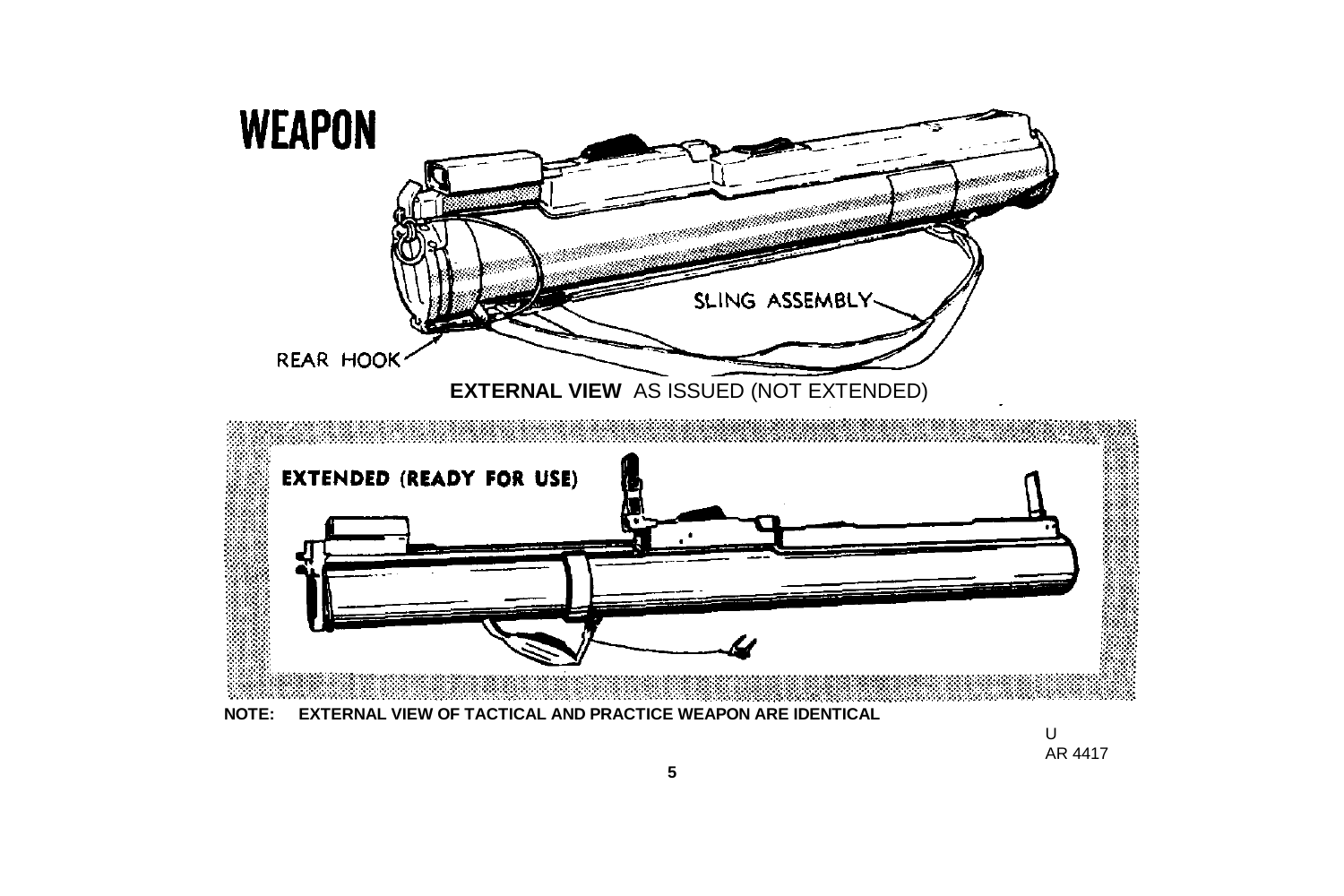# WEAPON

SLING ASSEMBLY

REAR HOOK

**EXTERNAL VIEW** AS ISSUED (NOT EXTENDED)

EXTENDED (READY FOR USE)

**NOTE: EXTERNAL VIEW OF TACTICAL AND PRACTICE WEAPON ARE IDENTICAL**

U
AR 4417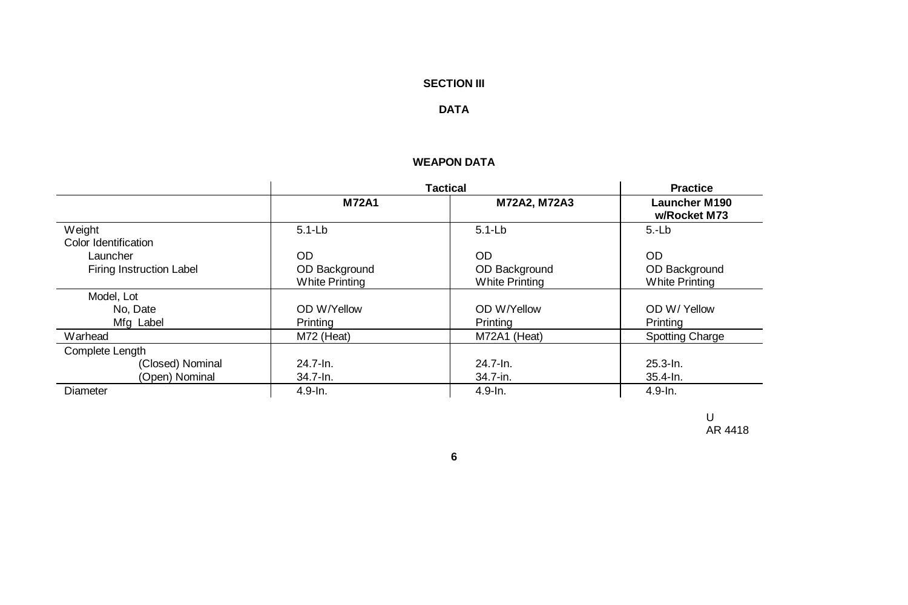# SECTION III

## DATA

### WEAPON DATA

| | Tactical | | Practice |
|---|---|---|---|
| | M72A1 | M72A2, M72A3 | Launcher M190 w/Rocket M73 |
| Weight | 5.1-Lb | 5.1-Lb | 5.-Lb |
| Color Identification | | | |
| Launcher | OD | OD | OD |
| Firing Instruction Label | OD Background White Printing | OD Background White Printing | OD Background White Printing |
| Model, Lot No, Date Mfg Label | OD W/Yellow Printing | OD W/Yellow Printing | OD W/ Yellow Printing |
| Warhead | M72 (Heat) | M72A1 (Heat) | Spotting Charge |
| Complete Length | | | |
| (Closed) Nominal | 24.7-In. | 24.7-In. | 25.3-In. |
| (Open) Nominal | 34.7-In. | 34.7-in. | 35.4-In. |
| Diameter | 4.9-In. | 4.9-In. | 4.9-In. |

U
AR 4418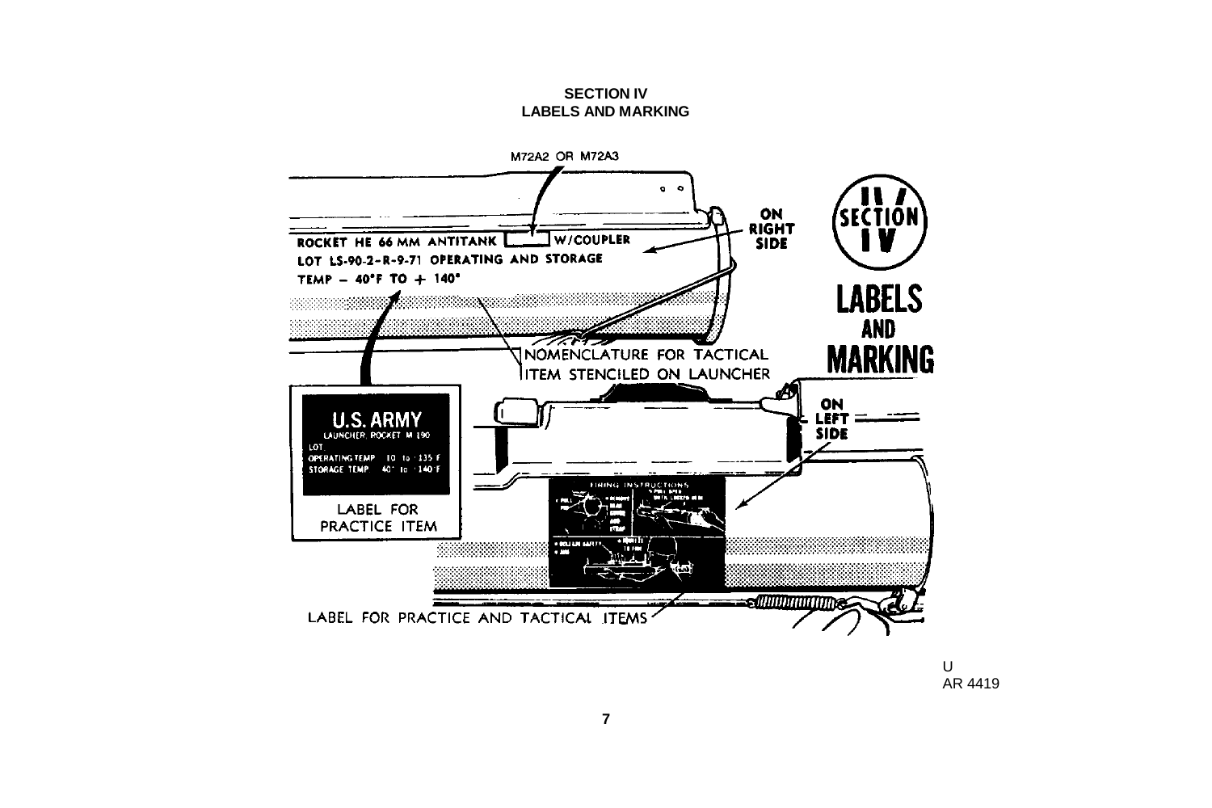## SECTION IV
## LABELS AND MARKING

M72A2 OR M72A3

ROCKET HE 66 MM ANTITANK [ ] W/COUPLER
LOT LS-90-2-R-9-71 OPERATING AND STORAGE
TEMP – 40°F TO + 140°

ON RIGHT SIDE

NOMENCLATURE FOR TACTICAL ITEM STENCILED ON LAUNCHER

U.S. ARMY
LAUNCHER, ROCKET M 190
LOT
OPERATING TEMP 10 to 135°F
STORAGE TEMP 40° to 140°F

LABEL FOR PRACTICE ITEM

ON LEFT SIDE

LABEL FOR PRACTICE AND TACTICAL ITEMS

U
AR 4419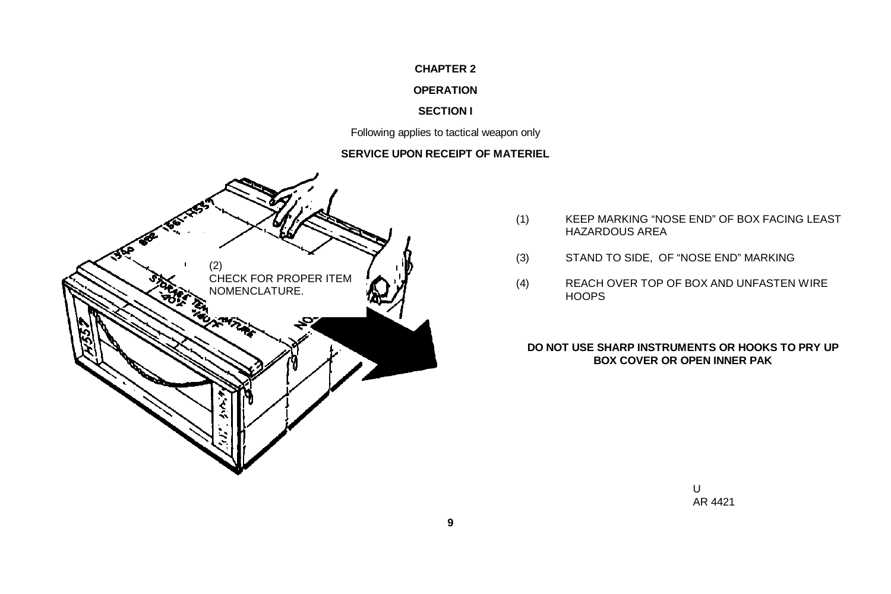# CHAPTER 2

## OPERATION

### SECTION I

Following applies to tactical weapon only

**SERVICE UPON RECEIPT OF MATERIEL**

(2)
CHECK FOR PROPER ITEM NOMENCLATURE.

(1) KEEP MARKING "NOSE END" OF BOX FACING LEAST HAZARDOUS AREA

(3) STAND TO SIDE, OF "NOSE END" MARKING

(4) REACH OVER TOP OF BOX AND UNFASTEN WIRE HOOPS

**DO NOT USE SHARP INSTRUMENTS OR HOOKS TO PRY UP BOX COVER OR OPEN INNER PAK**

U
AR 4421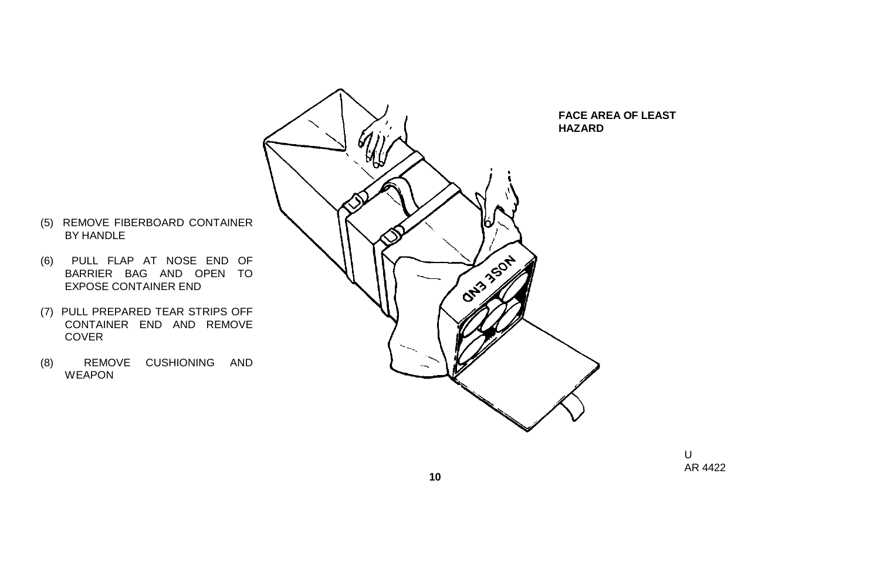(5) REMOVE FIBERBOARD CONTAINER BY HANDLE

(6) PULL FLAP AT NOSE END OF BARRIER BAG AND OPEN TO EXPOSE CONTAINER END

(7) PULL PREPARED TEAR STRIPS OFF CONTAINER END AND REMOVE COVER

(8) REMOVE CUSHIONING AND WEAPON

FACE AREA OF LEAST HAZARD

NOSE END

U
AR 4422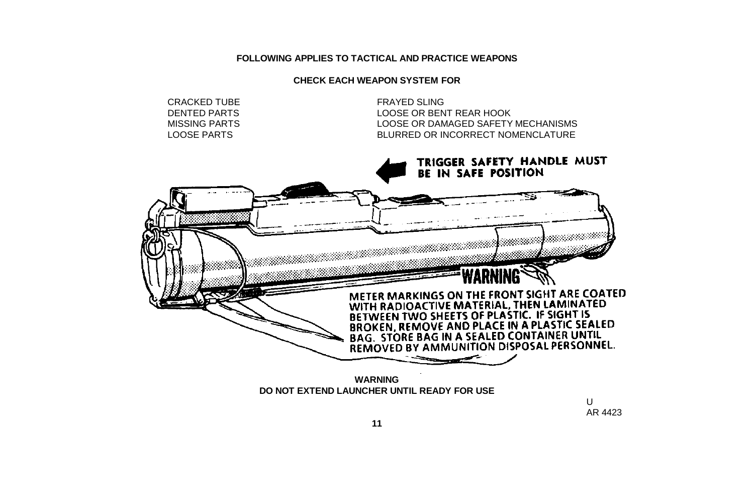**FOLLOWING APPLIES TO TACTICAL AND PRACTICE WEAPONS**

**CHECK EACH WEAPON SYSTEM FOR**

- CRACKED TUBE
- DENTED PARTS
- MISSING PARTS
- LOOSE PARTS
- FRAYED SLING
- LOOSE OR BENT REAR HOOK
- LOOSE OR DAMAGED SAFETY MECHANISMS
- BLURRED OR INCORRECT NOMENCLATURE

TRIGGER SAFETY HANDLE MUST BE IN SAFE POSITION

**WARNING**

METER MARKINGS ON THE FRONT SIGHT ARE COATED WITH RADIOACTIVE MATERIAL, THEN LAMINATED BETWEEN TWO SHEETS OF PLASTIC. IF SIGHT IS BROKEN, REMOVE AND PLACE IN A PLASTIC SEALED BAG. STORE BAG IN A SEALED CONTAINER UNTIL REMOVED BY AMMUNITION DISPOSAL PERSONNEL.

**WARNING**
**DO NOT EXTEND LAUNCHER UNTIL READY FOR USE**

U
AR 4423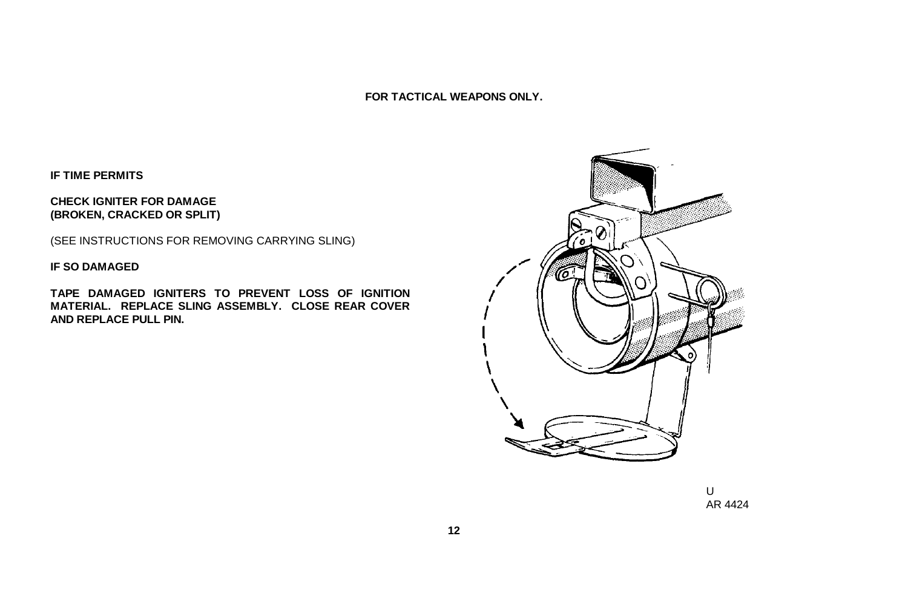**FOR TACTICAL WEAPONS ONLY.**

**IF TIME PERMITS**

**CHECK IGNITER FOR DAMAGE**
**(BROKEN, CRACKED OR SPLIT)**

(SEE INSTRUCTIONS FOR REMOVING CARRYING SLING)

**IF SO DAMAGED**

**TAPE DAMAGED IGNITERS TO PREVENT LOSS OF IGNITION MATERIAL. REPLACE SLING ASSEMBLY. CLOSE REAR COVER AND REPLACE PULL PIN.**

U
AR 4424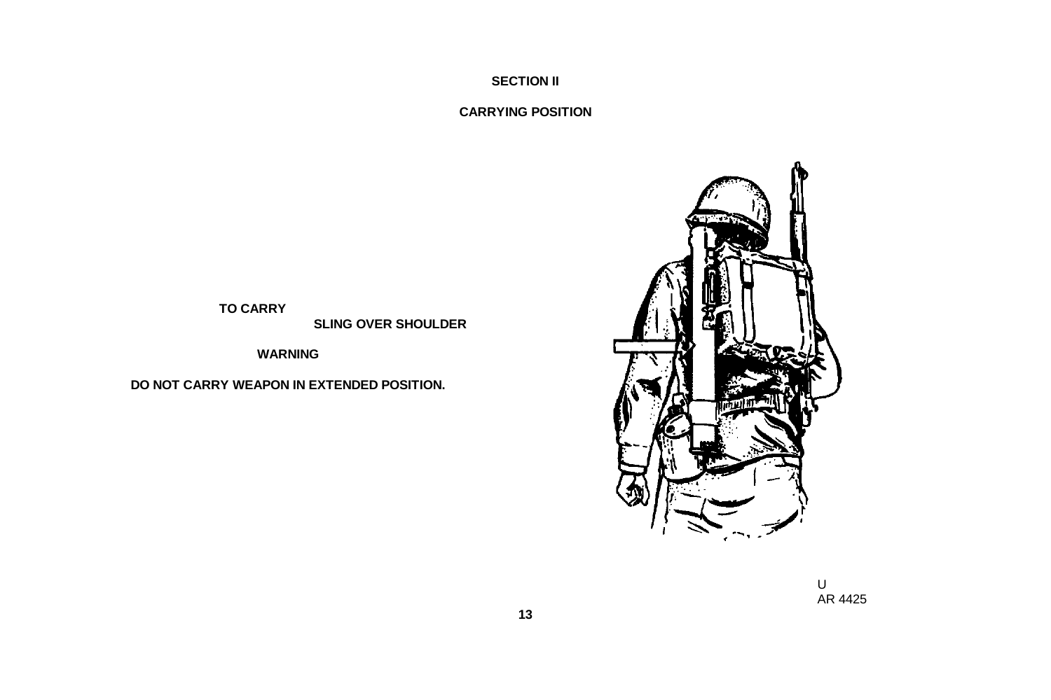## SECTION II

## CARRYING POSITION

**TO CARRY**

**SLING OVER SHOULDER**

**WARNING**

**DO NOT CARRY WEAPON IN EXTENDED POSITION.**

U
AR 4425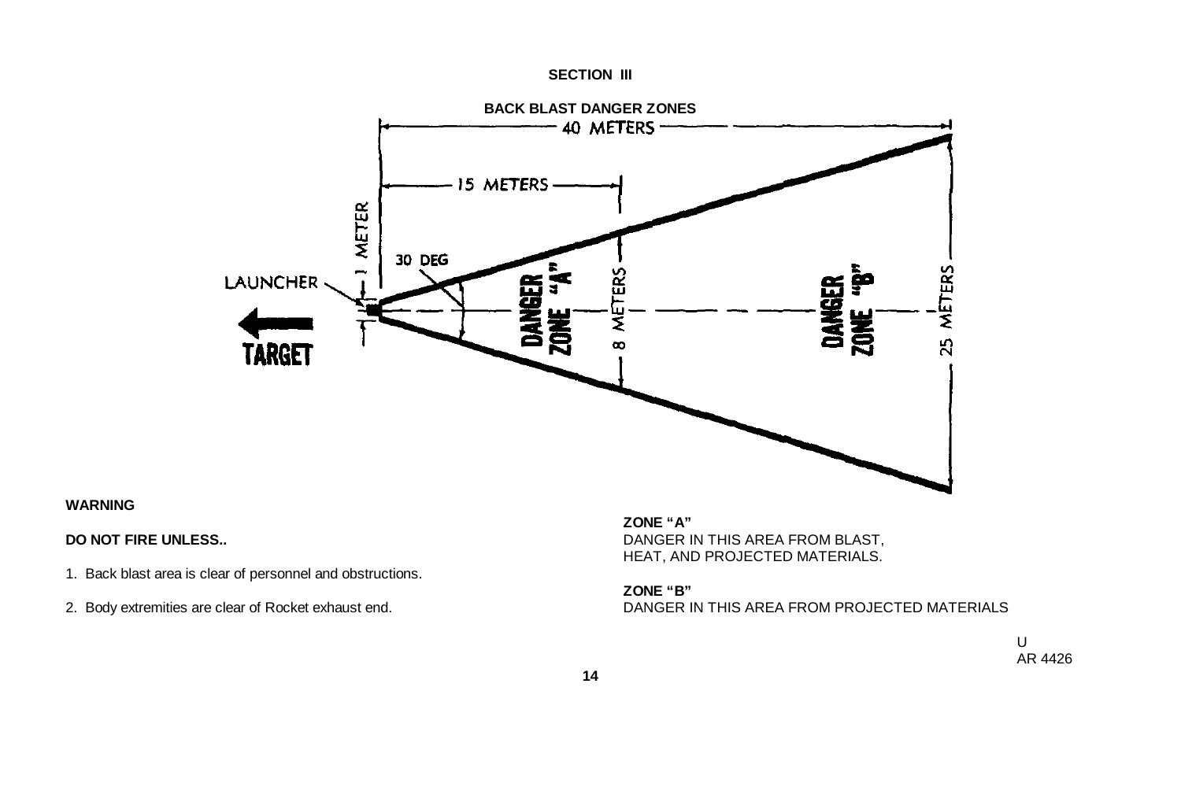## SECTION III

### BACK BLAST DANGER ZONES

40 METERS

15 METERS

1 METER

30 DEG

LAUNCHER

TARGET

DANGER ZONE "A"

8 METERS

DANGER ZONE "B"

25 METERS

**WARNING**

**DO NOT FIRE UNLESS..**

1. Back blast area is clear of personnel and obstructions.
2. Body extremities are clear of Rocket exhaust end.

**ZONE "A"**
DANGER IN THIS AREA FROM BLAST, HEAT, AND PROJECTED MATERIALS.

**ZONE "B"**
DANGER IN THIS AREA FROM PROJECTED MATERIALS

U
AR 4426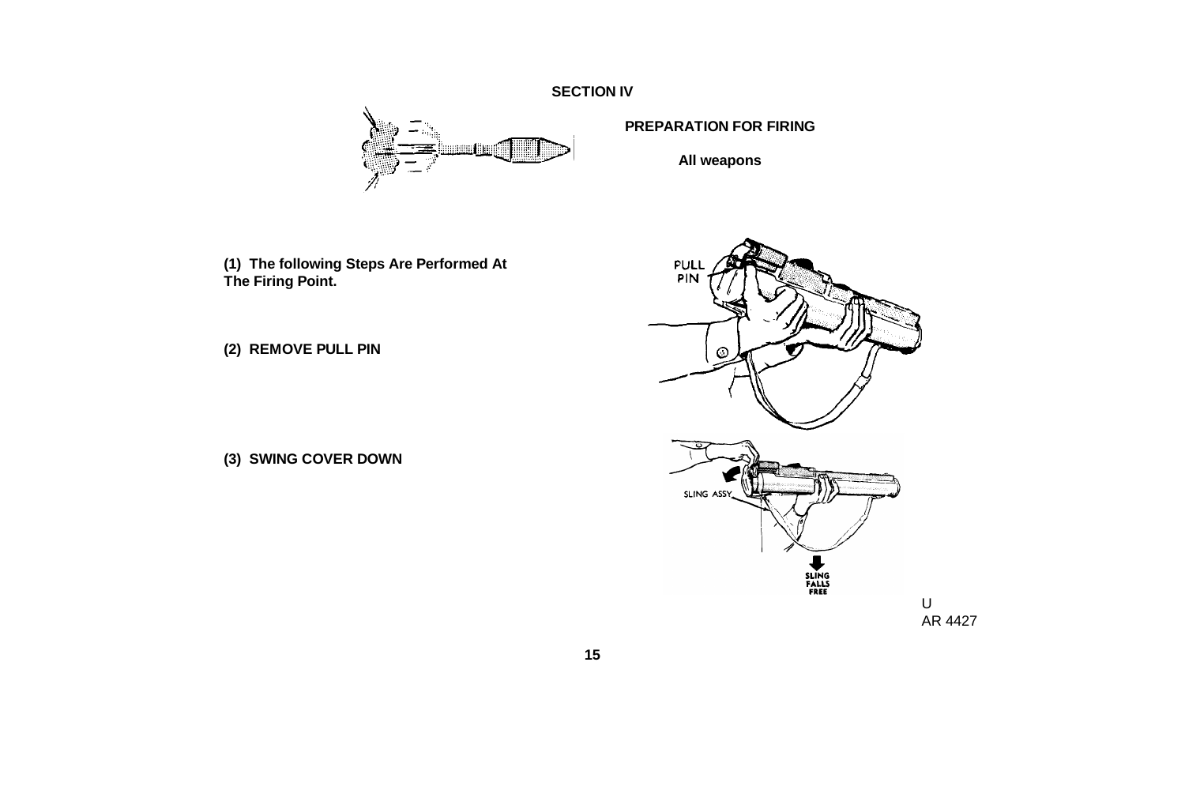## SECTION IV

### PREPARATION FOR FIRING

**All weapons**

**(1) The following Steps Are Performed At The Firing Point.**

**(2) REMOVE PULL PIN**

**(3) SWING COVER DOWN**

PULL PIN

SLING ASSY

SLING FALLS FREE

U
AR 4427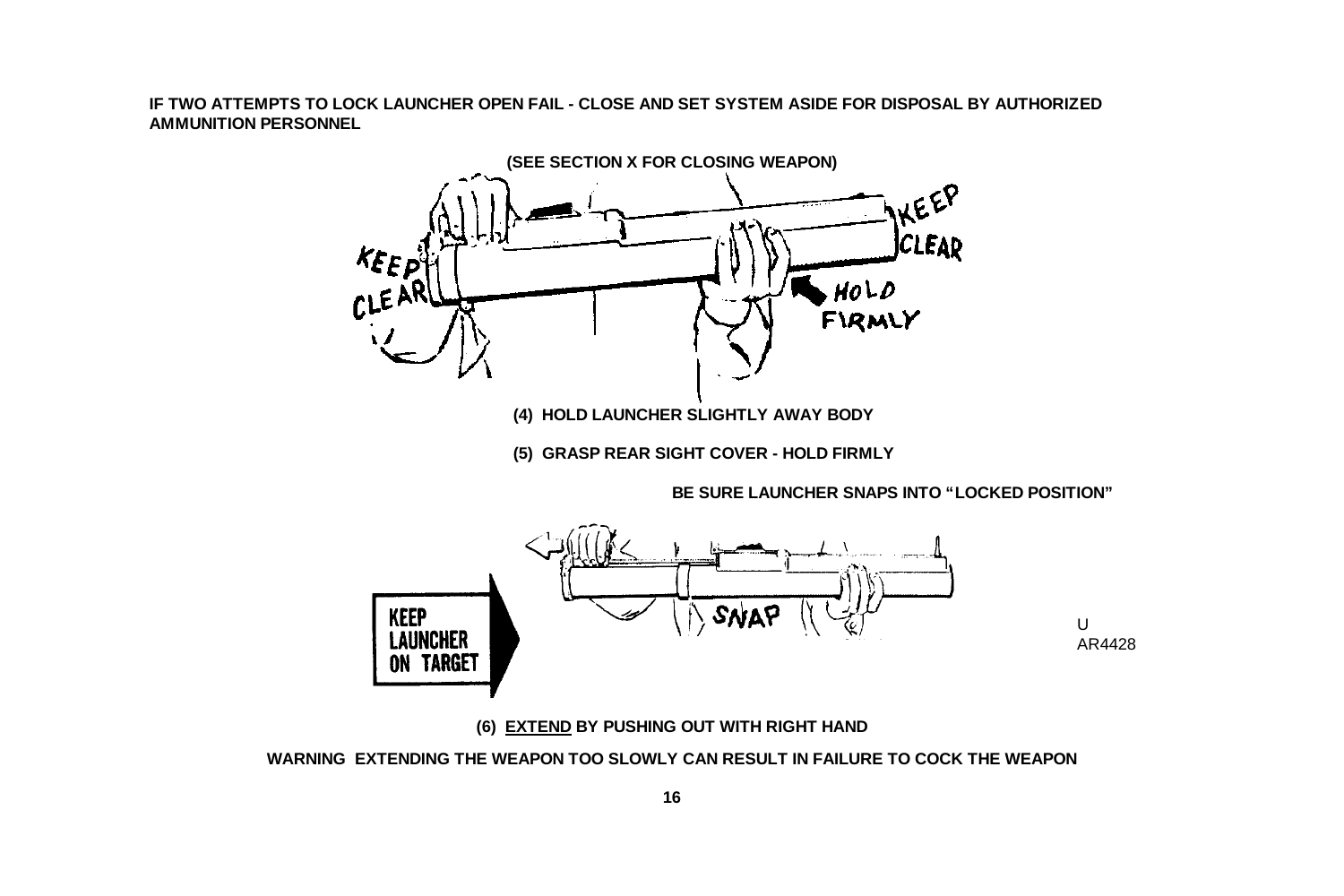**IF TWO ATTEMPTS TO LOCK LAUNCHER OPEN FAIL - CLOSE AND SET SYSTEM ASIDE FOR DISPOSAL BY AUTHORIZED AMMUNITION PERSONNEL**

**(SEE SECTION X FOR CLOSING WEAPON)**

KEEP CLEAR

KEEP CLEAR

HOLD FIRMLY

**(4) HOLD LAUNCHER SLIGHTLY AWAY BODY**

**(5) GRASP REAR SIGHT COVER - HOLD FIRMLY**

**BE SURE LAUNCHER SNAPS INTO "LOCKED POSITION"**

KEEP LAUNCHER ON TARGET

SNAP

U
AR4428

**(6) EXTEND BY PUSHING OUT WITH RIGHT HAND**

**WARNING EXTENDING THE WEAPON TOO SLOWLY CAN RESULT IN FAILURE TO COCK THE WEAPON**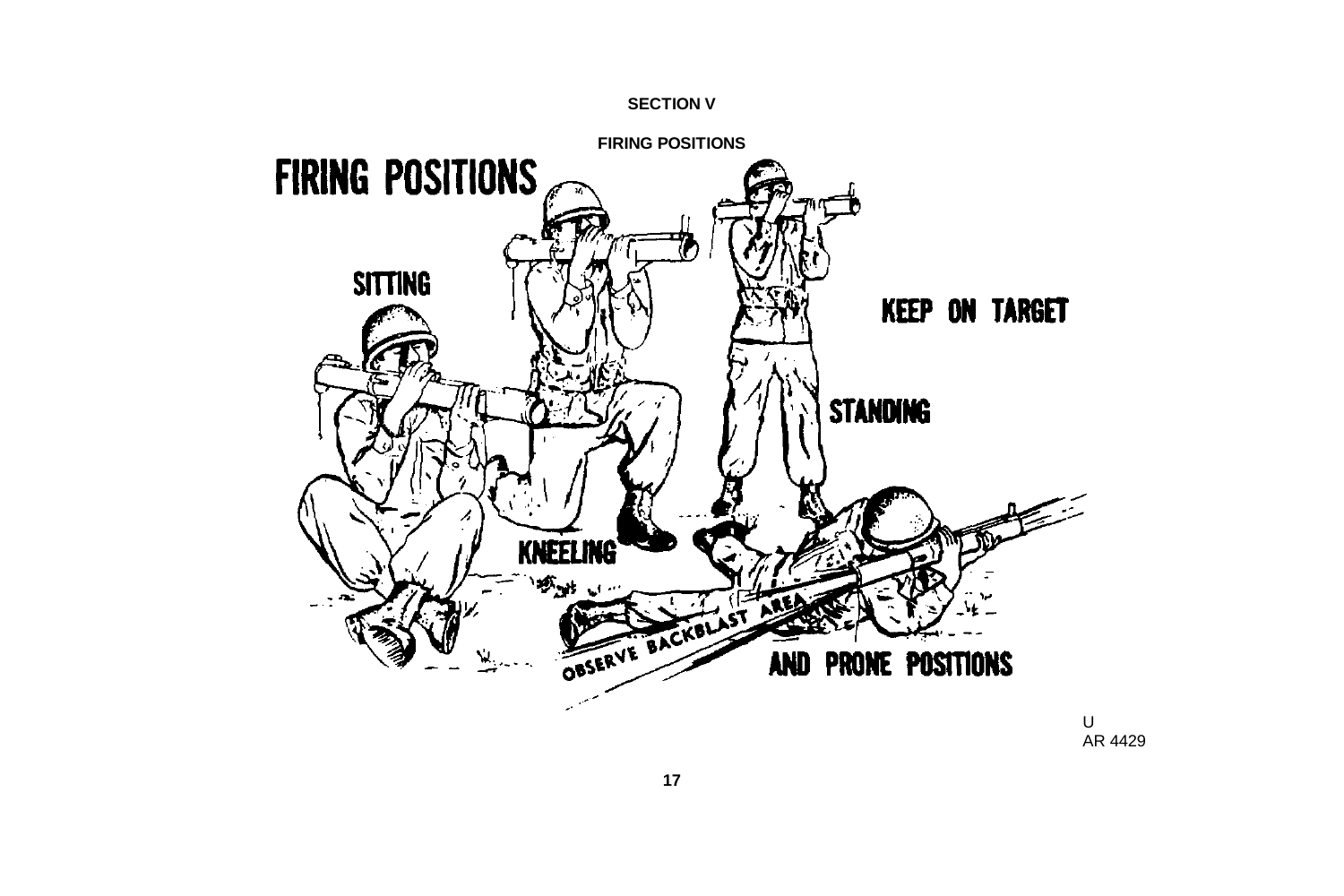**SECTION V**

**FIRING POSITIONS**

FIRING POSITIONS

SITTING

KNEELING

STANDING

KEEP ON TARGET

OBSERVE BACKBLAST AREA

AND PRONE POSITIONS

U
AR 4429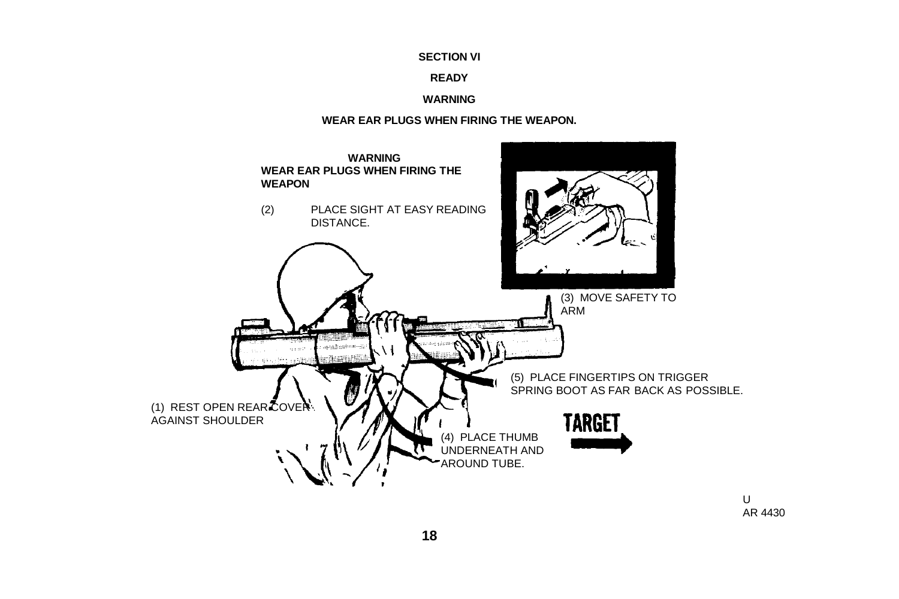# SECTION VI

## READY

**WARNING**

**WEAR EAR PLUGS WHEN FIRING THE WEAPON.**

**WARNING**
**WEAR EAR PLUGS WHEN FIRING THE WEAPON**

(2) PLACE SIGHT AT EASY READING DISTANCE.

(3) MOVE SAFETY TO ARM

(5) PLACE FINGERTIPS ON TRIGGER SPRING BOOT AS FAR BACK AS POSSIBLE.

(1) REST OPEN REAR COVER AGAINST SHOULDER

TARGET

(4) PLACE THUMB UNDERNEATH AND AROUND TUBE.

U
AR 4430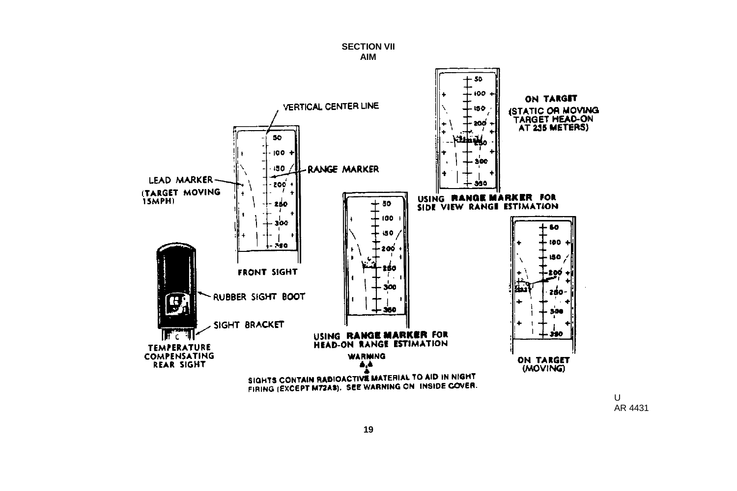# SECTION VII
## AIM

VERTICAL CENTER LINE

RANGE MARKER

LEAD MARKER
(TARGET MOVING 15MPH)

50
100
150
200
250
300
350

FRONT SIGHT

RUBBER SIGHT BOOT

SIGHT BRACKET

TEMPERATURE COMPENSATING REAR SIGHT

ON TARGET
(STATIC OR MOVING TARGET HEAD-ON AT 235 METERS)

USING **RANGE MARKER** FOR SIDE VIEW RANGE ESTIMATION

USING **RANGE MARKER** FOR HEAD-ON RANGE ESTIMATION

ON TARGET
(MOVING)

WARNING

SIGHTS CONTAIN RADIOACTIVE MATERIAL TO AID IN NIGHT FIRING (EXCEPT M72A3). SEE WARNING ON INSIDE COVER.

U
AR 4431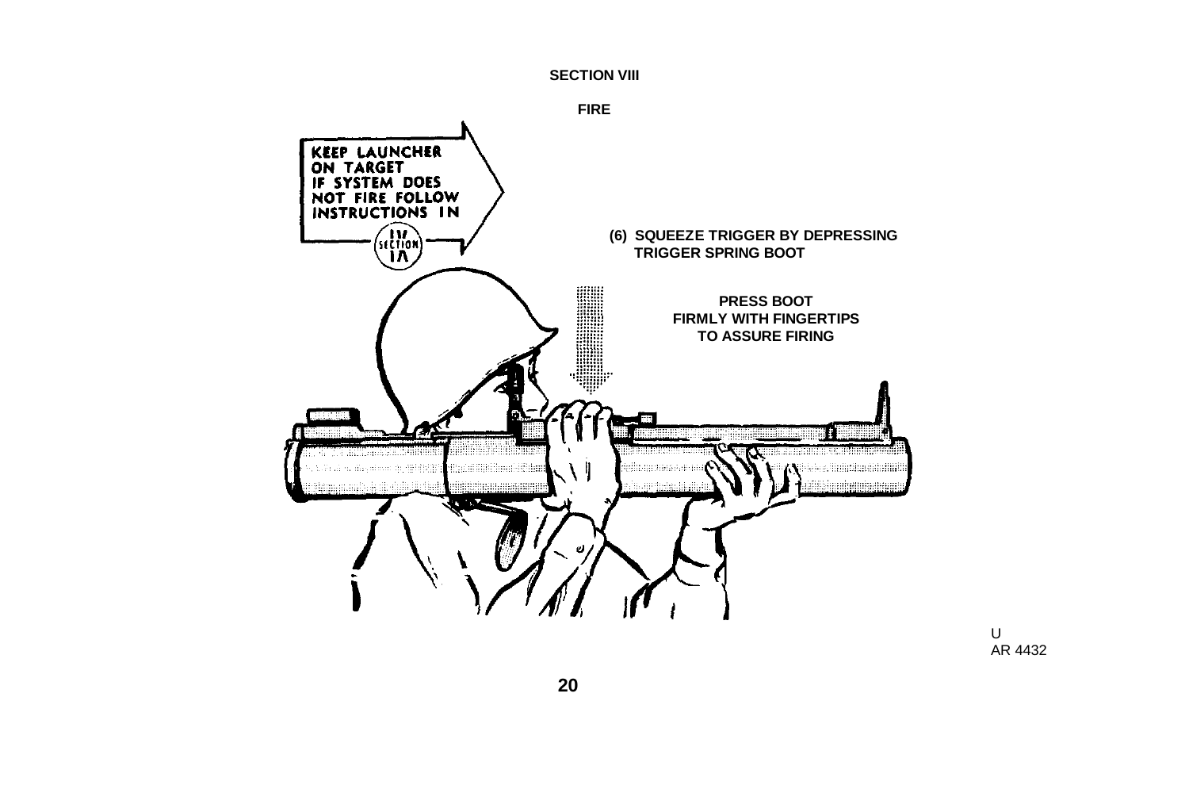## SECTION VIII

### FIRE

KEEP LAUNCHER ON TARGET IF SYSTEM DOES NOT FIRE FOLLOW INSTRUCTIONS IN SECTION IX

(6) SQUEEZE TRIGGER BY DEPRESSING TRIGGER SPRING BOOT

PRESS BOOT FIRMLY WITH FINGERTIPS TO ASSURE FIRING

U
AR 4432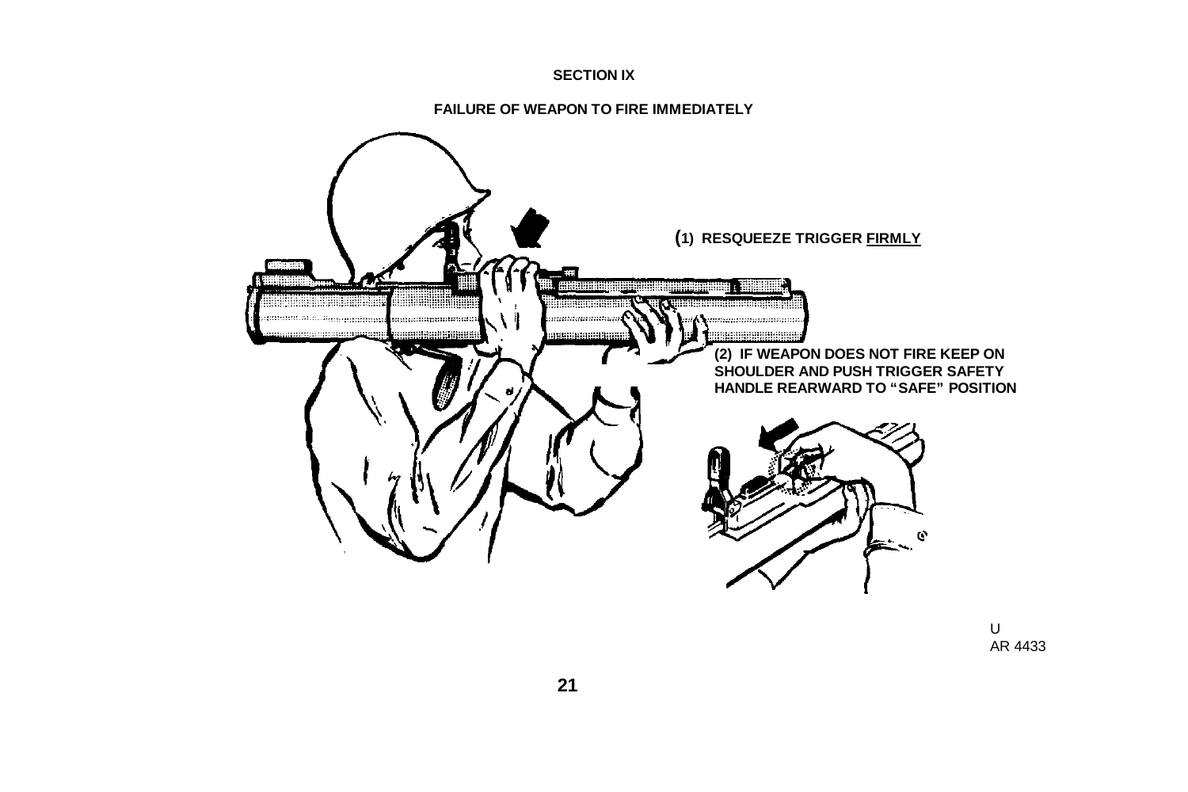## SECTION IX

### FAILURE OF WEAPON TO FIRE IMMEDIATELY

**(1) RESQUEEZE TRIGGER FIRMLY**

**(2) IF WEAPON DOES NOT FIRE KEEP ON SHOULDER AND PUSH TRIGGER SAFETY HANDLE REARWARD TO "SAFE" POSITION**

U
AR 4433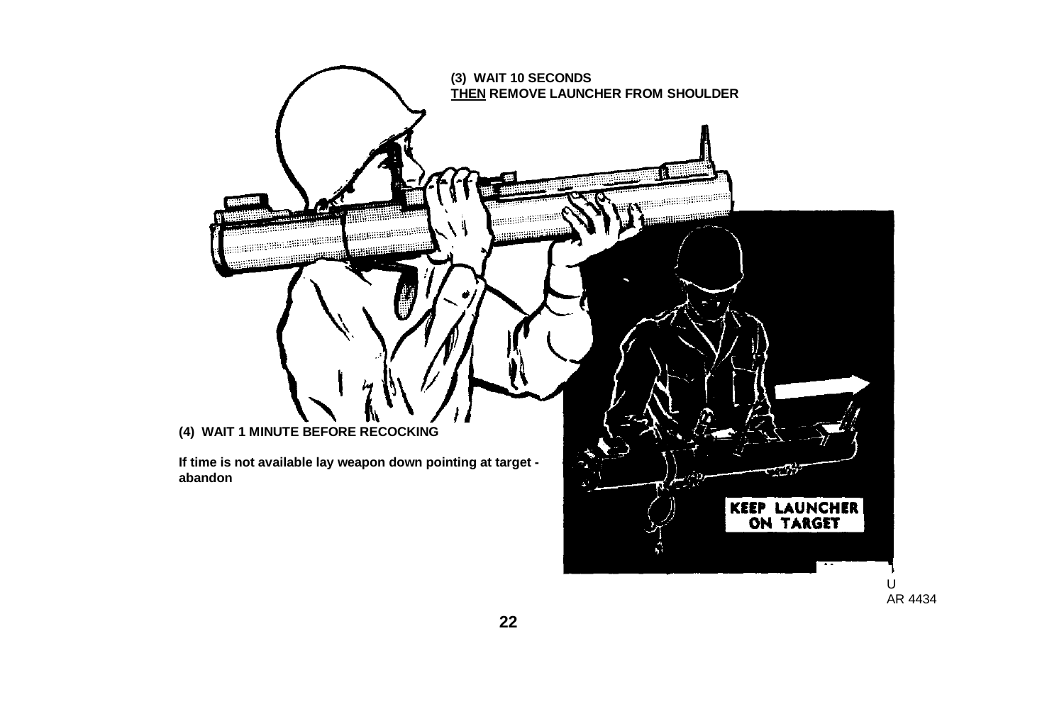(3) WAIT 10 SECONDS
**THEN** REMOVE LAUNCHER FROM SHOULDER

**(4) WAIT 1 MINUTE BEFORE RECOCKING**

**If time is not available lay weapon down pointing at target - abandon**

KEEP LAUNCHER ON TARGET

U
AR 4434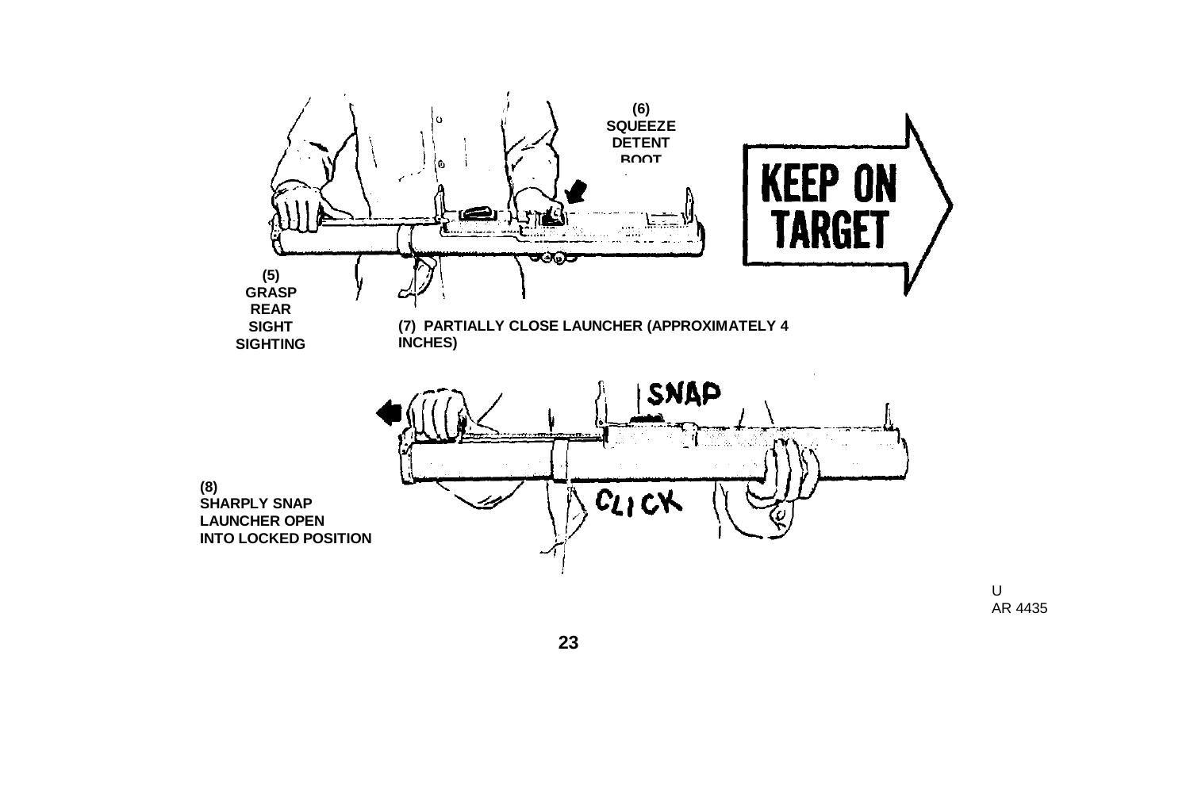(6)
SQUEEZE
DETENT
BOOT

KEEP ON TARGET

(5)
GRASP
REAR
SIGHT
SIGHTING

(7) PARTIALLY CLOSE LAUNCHER (APPROXIMATELY 4 INCHES)

SNAP

CLICK

(8)
SHARPLY SNAP
LAUNCHER OPEN
INTO LOCKED POSITION

U
AR 4435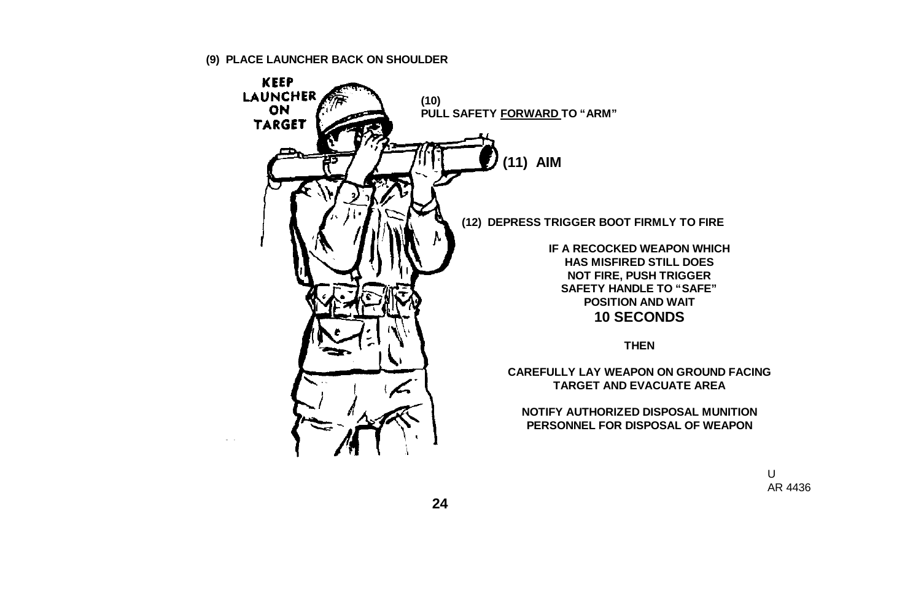**(9) PLACE LAUNCHER BACK ON SHOULDER**

KEEP LAUNCHER ON TARGET

**(10)**
**PULL SAFETY <u>FORWARD</u> TO "ARM"**

**(11) AIM**

**(12) DEPRESS TRIGGER BOOT FIRMLY TO FIRE**

**IF A RECOCKED WEAPON WHICH HAS MISFIRED STILL DOES NOT FIRE, PUSH TRIGGER SAFETY HANDLE TO "SAFE" POSITION AND WAIT**
**10 SECONDS**

**THEN**

**CAREFULLY LAY WEAPON ON GROUND FACING TARGET AND EVACUATE AREA**

**NOTIFY AUTHORIZED DISPOSAL MUNITION PERSONNEL FOR DISPOSAL OF WEAPON**

U
AR 4436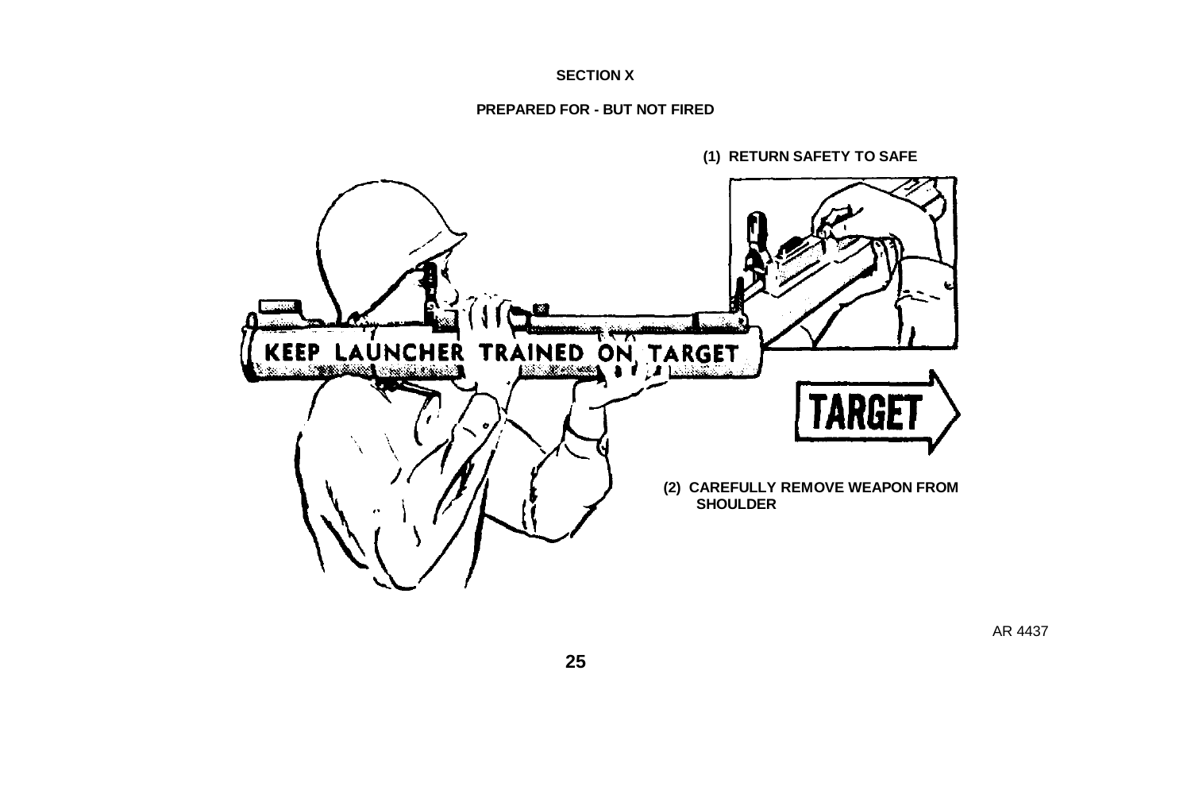## SECTION X

### PREPARED FOR - BUT NOT FIRED

**(1) RETURN SAFETY TO SAFE**

KEEP LAUNCHER TRAINED ON TARGET

TARGET

**(2) CAREFULLY REMOVE WEAPON FROM SHOULDER**

AR 4437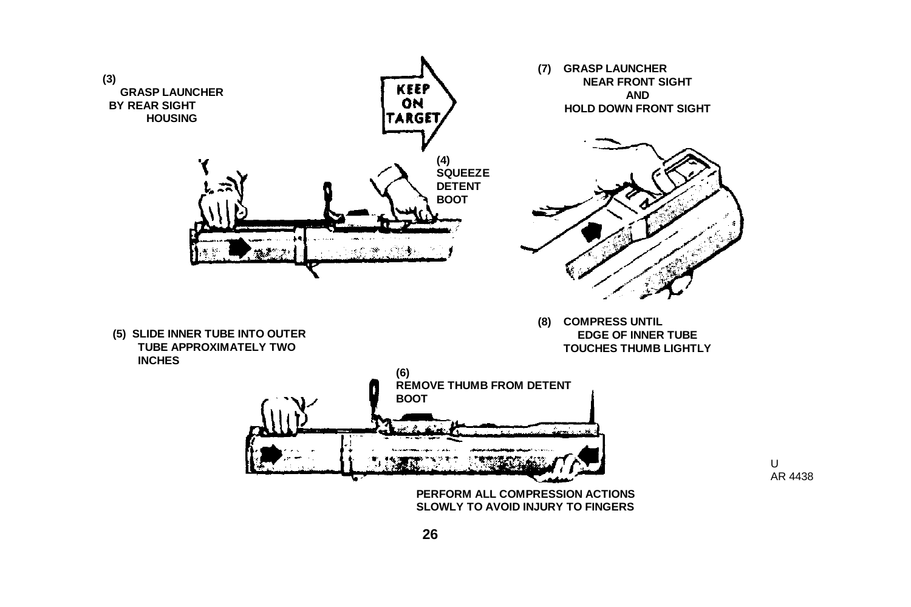(3) GRASP LAUNCHER BY REAR SIGHT HOUSING

KEEP ON TARGET

(4) SQUEEZE DETENT BOOT

(7) GRASP LAUNCHER NEAR FRONT SIGHT AND HOLD DOWN FRONT SIGHT

(5) SLIDE INNER TUBE INTO OUTER TUBE APPROXIMATELY TWO INCHES

(8) COMPRESS UNTIL EDGE OF INNER TUBE TOUCHES THUMB LIGHTLY

(6) REMOVE THUMB FROM DETENT BOOT

PERFORM ALL COMPRESSION ACTIONS SLOWLY TO AVOID INJURY TO FINGERS

U
AR 4438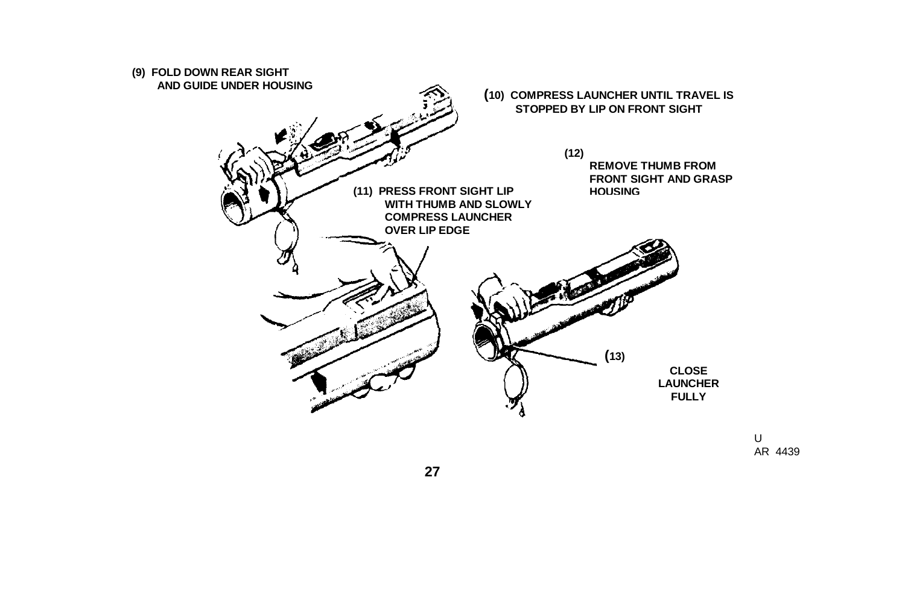(9) FOLD DOWN REAR SIGHT AND GUIDE UNDER HOUSING

(10) COMPRESS LAUNCHER UNTIL TRAVEL IS STOPPED BY LIP ON FRONT SIGHT

(11) PRESS FRONT SIGHT LIP WITH THUMB AND SLOWLY COMPRESS LAUNCHER OVER LIP EDGE

(12) REMOVE THUMB FROM FRONT SIGHT AND GRASP HOUSING

(13) CLOSE LAUNCHER FULLY

U
AR 4439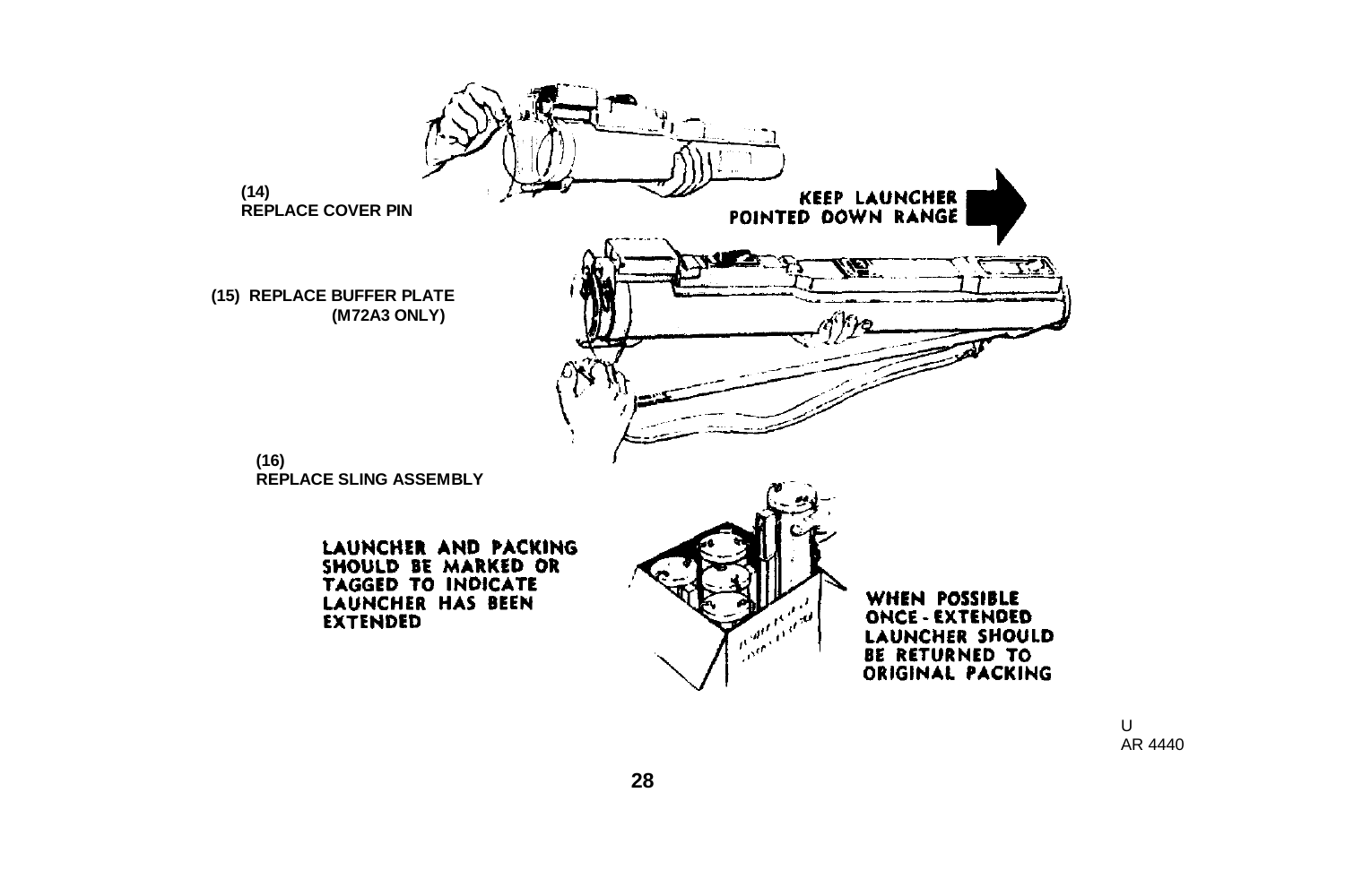(14)
REPLACE COVER PIN

KEEP LAUNCHER POINTED DOWN RANGE

(15) REPLACE BUFFER PLATE (M72A3 ONLY)

(16)
REPLACE SLING ASSEMBLY

LAUNCHER AND PACKING SHOULD BE MARKED OR TAGGED TO INDICATE LAUNCHER HAS BEEN EXTENDED

WHEN POSSIBLE ONCE - EXTENDED LAUNCHER SHOULD BE RETURNED TO ORIGINAL PACKING

U
AR 4440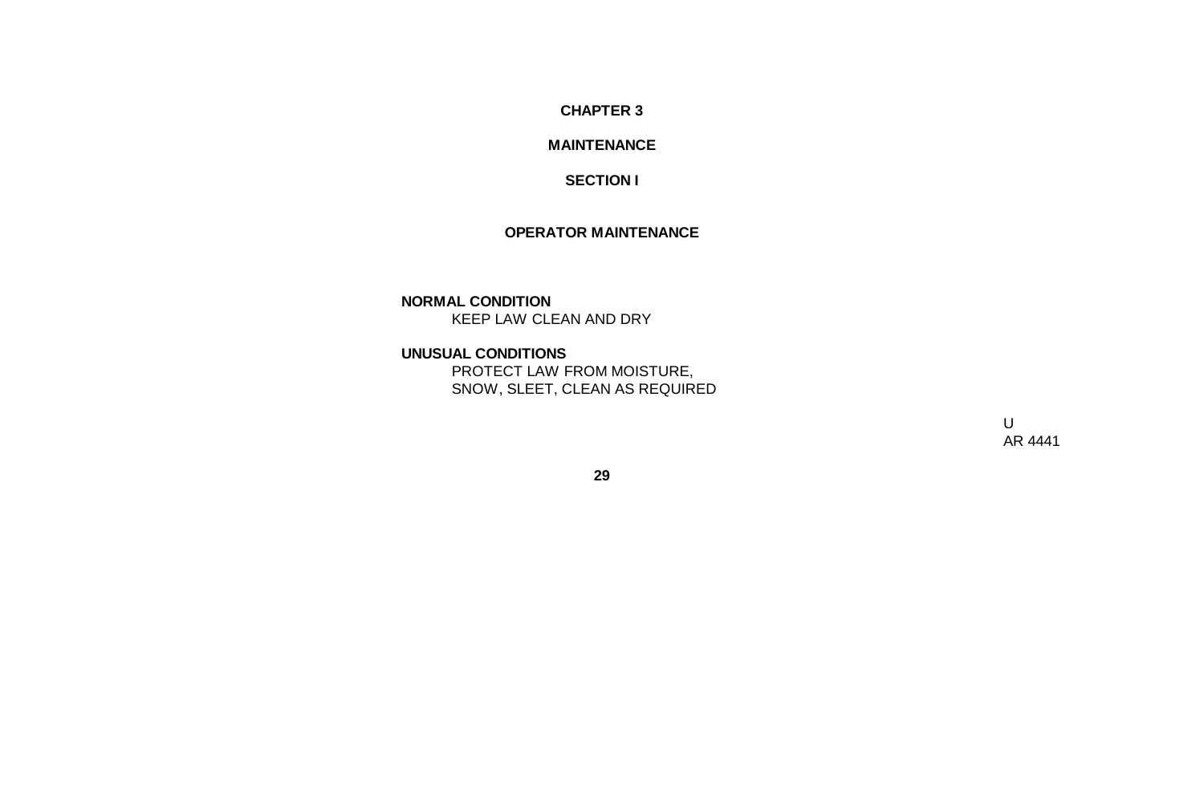# CHAPTER 3

# MAINTENANCE

## SECTION I

## OPERATOR MAINTENANCE

**NORMAL CONDITION**

KEEP LAW CLEAN AND DRY

**UNUSUAL CONDITIONS**

PROTECT LAW FROM MOISTURE,
SNOW, SLEET, CLEAN AS REQUIRED

U
AR 4441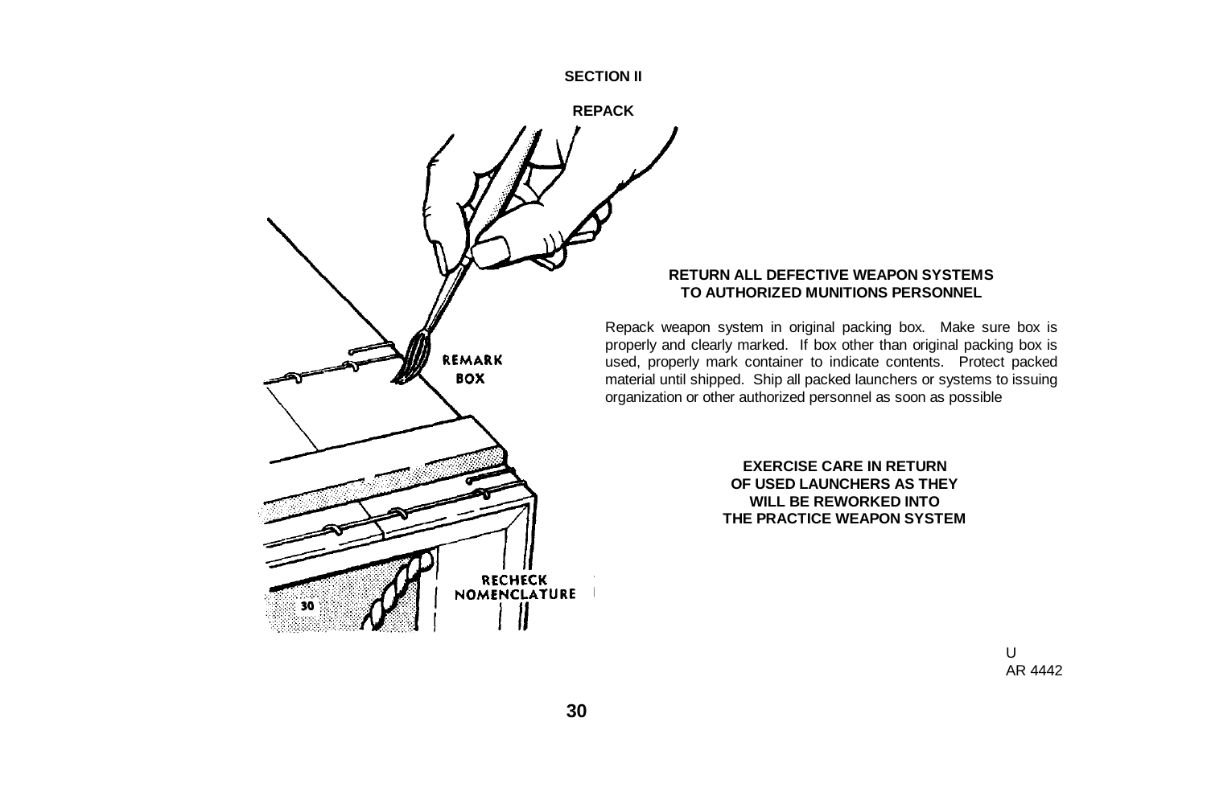## SECTION II

## REPACK

REMARK BOX

RECHECK NOMENCLATURE

**RETURN ALL DEFECTIVE WEAPON SYSTEMS TO AUTHORIZED MUNITIONS PERSONNEL**

Repack weapon system in original packing box. Make sure box is properly and clearly marked. If box other than original packing box is used, properly mark container to indicate contents. Protect packed material until shipped. Ship all packed launchers or systems to issuing organization or other authorized personnel as soon as possible

**EXERCISE CARE IN RETURN OF USED LAUNCHERS AS THEY WILL BE REWORKED INTO THE PRACTICE WEAPON SYSTEM**

U
AR 4442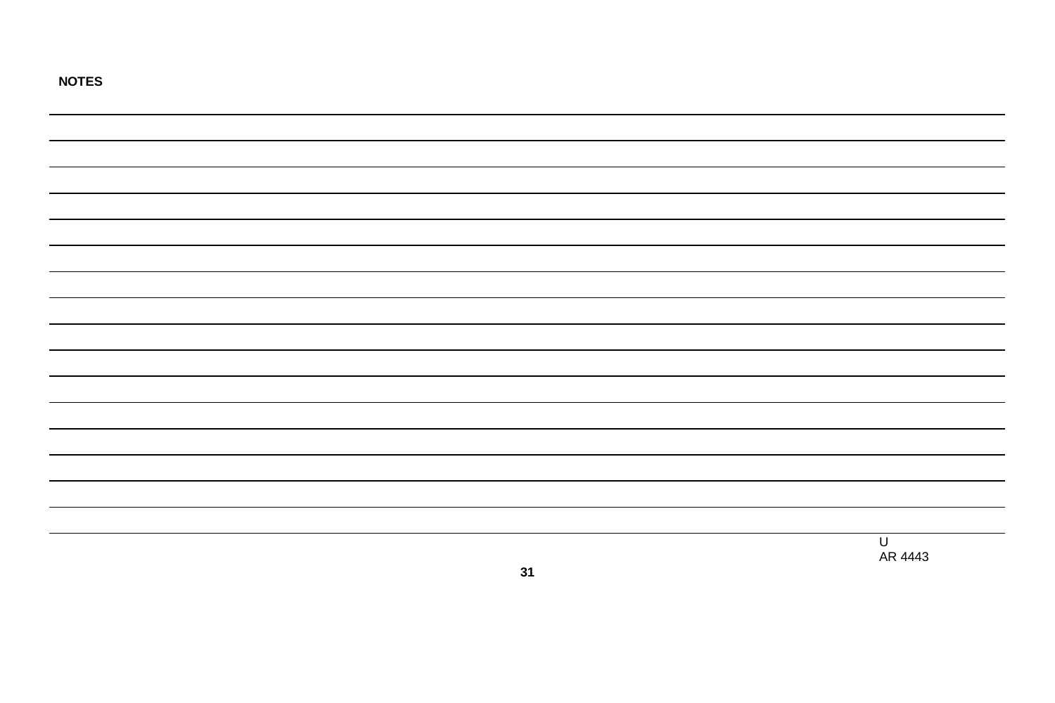**NOTES**

U
AR 4443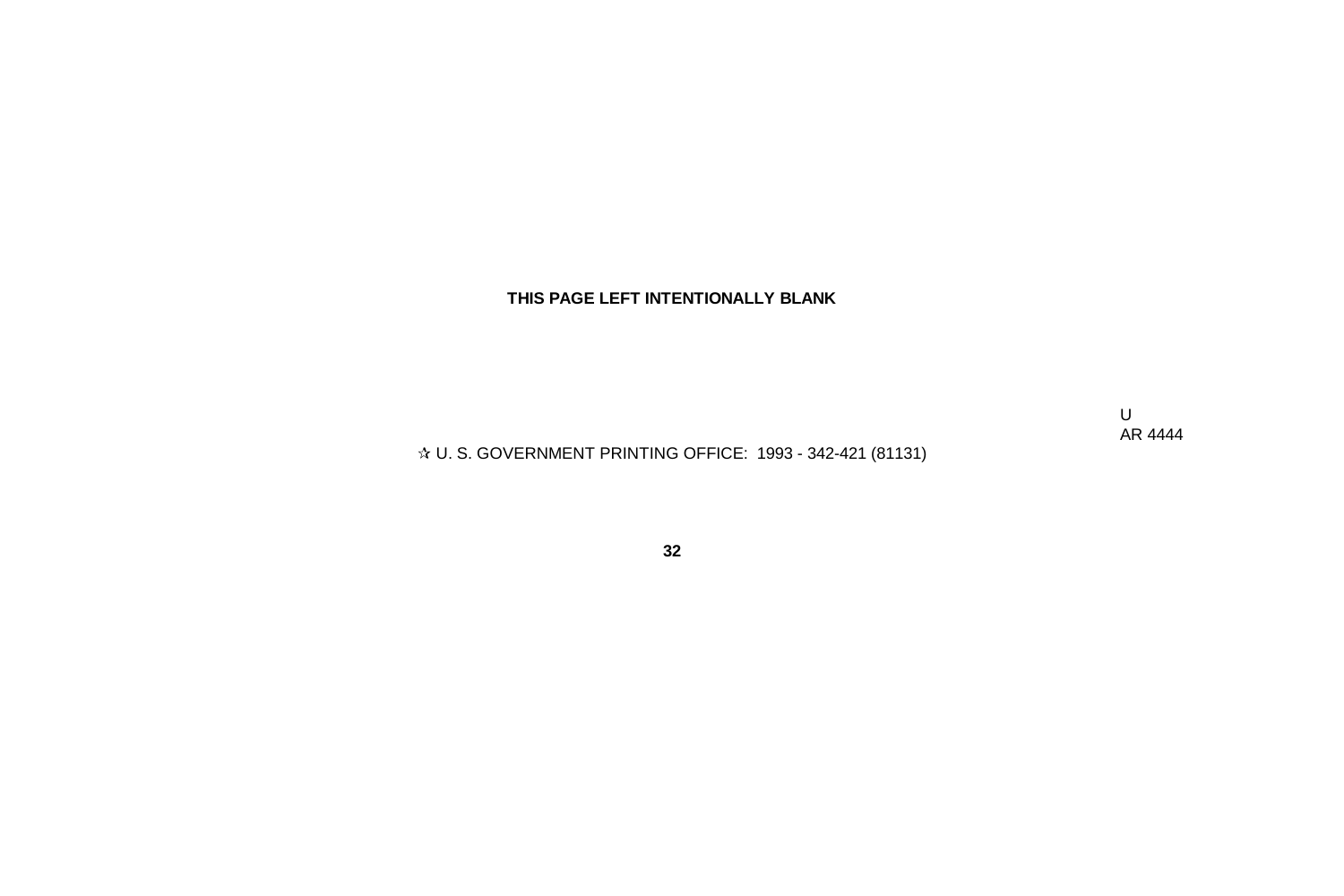**THIS PAGE LEFT INTENTIONALLY BLANK**

U
AR 4444

✰ U. S. GOVERNMENT PRINTING OFFICE: 1993 - 342-421 (81131)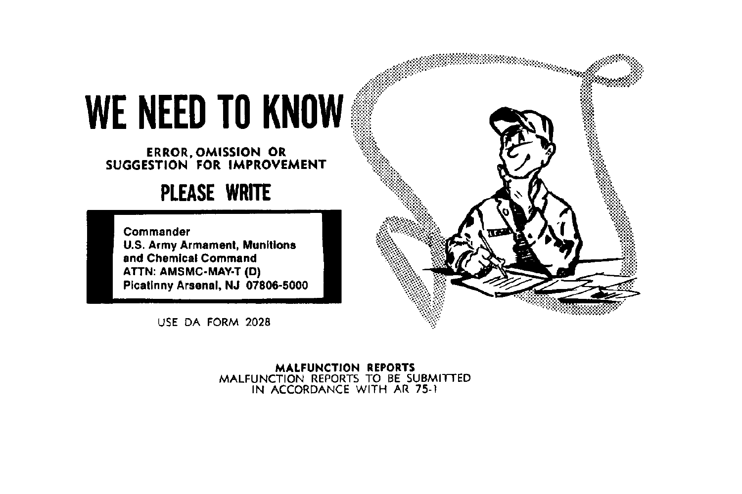# WE NEED TO KNOW

**ERROR, OMISSION OR SUGGESTION FOR IMPROVEMENT**

## PLEASE WRITE

**Commander**
**U.S. Army Armament, Munitions and Chemical Command**
**ATTN: AMSMC-MAY-T (D)**
**Picatinny Arsenal, NJ 07806-5000**

USE DA FORM 2028

**MALFUNCTION REPORTS**
MALFUNCTION REPORTS TO BE SUBMITTED IN ACCORDANCE WITH AR 75-1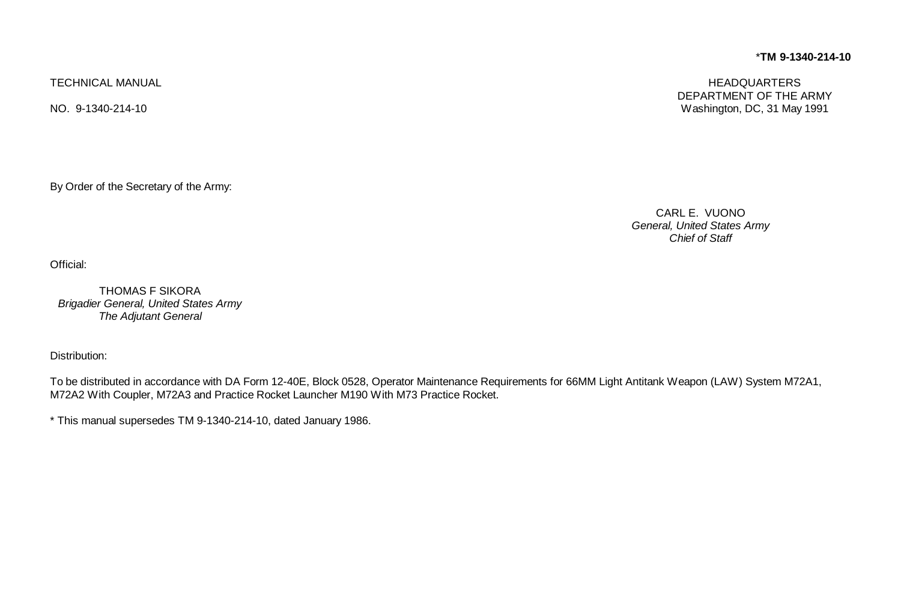*TM 9-1340-214-10

TECHNICAL MANUAL

NO. 9-1340-214-10

HEADQUARTERS
DEPARTMENT OF THE ARMY
Washington, DC, 31 May 1991

By Order of the Secretary of the Army:

CARL E. VUONO
*General, United States Army*
*Chief of Staff*

Official:

THOMAS F SIKORA
*Brigadier General, United States Army*
*The Adjutant General*

Distribution:

To be distributed in accordance with DA Form 12-40E, Block 0528, Operator Maintenance Requirements for 66MM Light Antitank Weapon (LAW) System M72A1, M72A2 With Coupler, M72A3 and Practice Rocket Launcher M190 With M73 Practice Rocket.

* This manual supersedes TM 9-1340-214-10, dated January 1986.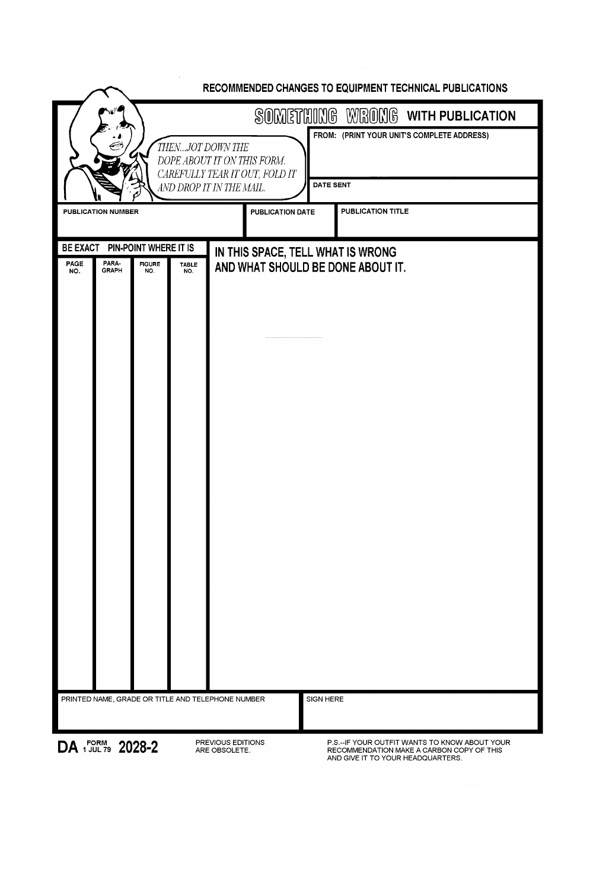RECOMMENDED CHANGES TO EQUIPMENT TECHNICAL PUBLICATIONS

## SOMETHING WRONG WITH PUBLICATION

*THEN...JOT DOWN THE DOPE ABOUT IT ON THIS FORM. CAREFULLY TEAR IT OUT, FOLD IT AND DROP IT IN THE MAIL.*

FROM: (PRINT YOUR UNIT'S COMPLETE ADDRESS)

DATE SENT

| PUBLICATION NUMBER | PUBLICATION DATE | PUBLICATION TITLE |
|---|---|---|
| | | |

BE EXACT PIN-POINT WHERE IT IS

| PAGE NO. | PARA-GRAPH | FIGURE NO. | TABLE NO. | IN THIS SPACE, TELL WHAT IS WRONG AND WHAT SHOULD BE DONE ABOUT IT. |
|---|---|---|---|---|
| | | | | |

| PRINTED NAME, GRADE OR TITLE AND TELEPHONE NUMBER | SIGN HERE |
|---|---|
| | |

DA FORM 1 JUL 79 2028-2

PREVIOUS EDITIONS ARE OBSOLETE.

P.S.--IF YOUR OUTFIT WANTS TO KNOW ABOUT YOUR RECOMMENDATION MAKE A CARBON COPY OF THIS AND GIVE IT TO YOUR HEADQUARTERS.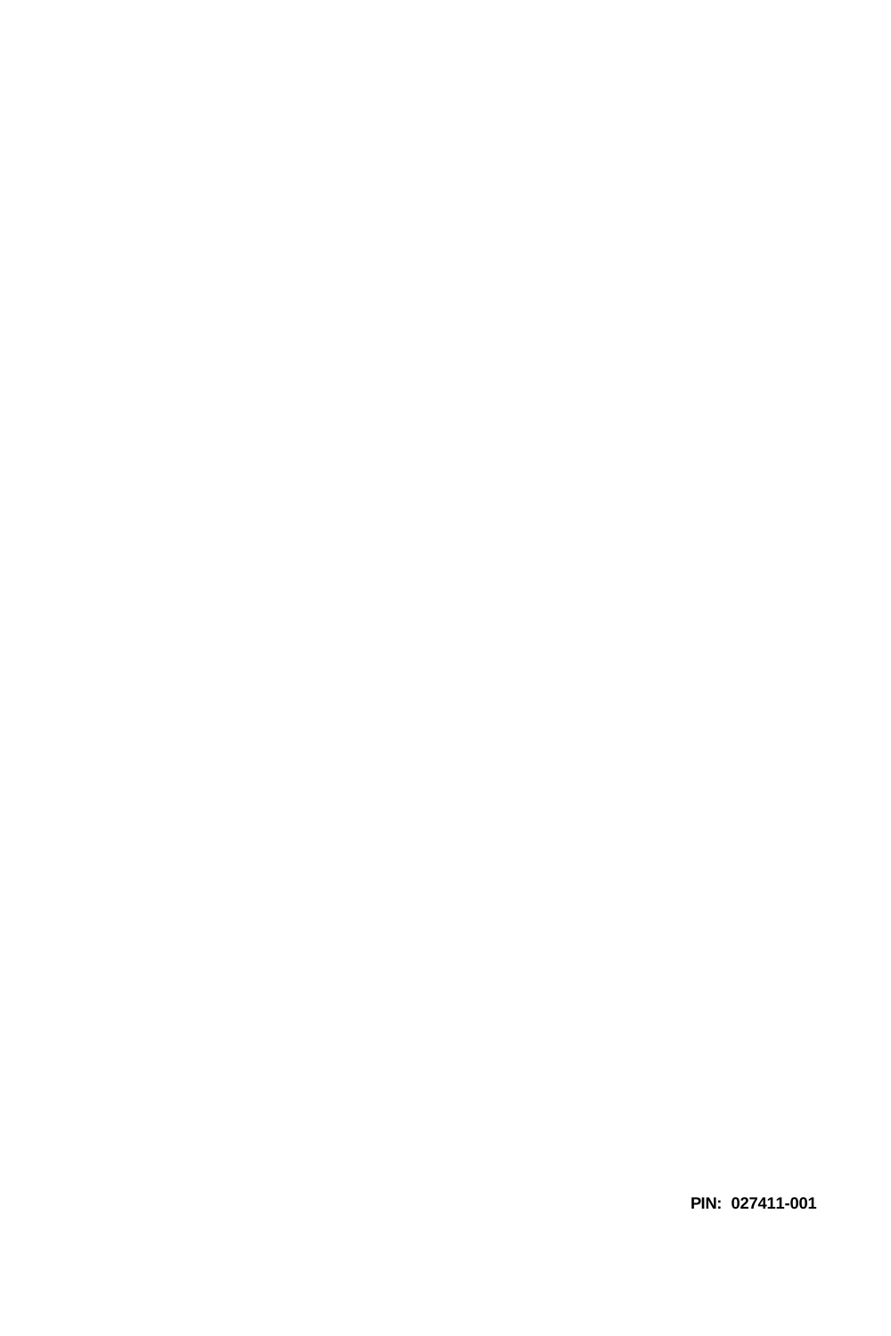**PIN: 027411-001**